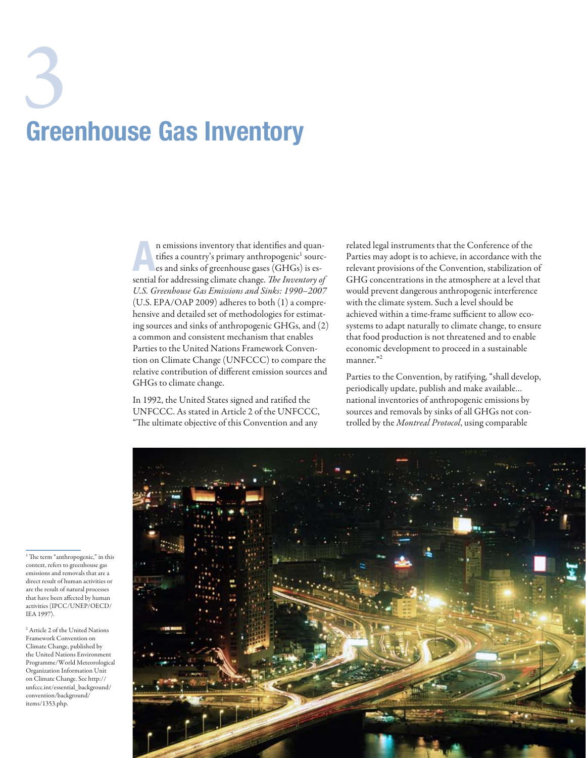# 3

# Greenhouse Gas Inventory

An emissions inventory that identifies and quantifies a country's primary anthropogenic[1] sources and sinks of greenhouse gases (GHGs) is essential for addressing climate change. *The Inventory of U.S. Greenhouse Gas Emissions and Sinks: 1990–2007* (U.S. EPA/OAP 2009) adheres to both (1) a comprehensive and detailed set of methodologies for estimating sources and sinks of anthropogenic GHGs, and (2) a common and consistent mechanism that enables Parties to the United Nations Framework Convention on Climate Change (UNFCCC) to compare the relative contribution of different emission sources and GHGs to climate change.

In 1992, the United States signed and ratified the UNFCCC. As stated in Article 2 of the UNFCCC, "The ultimate objective of this Convention and any related legal instruments that the Conference of the Parties may adopt is to achieve, in accordance with the relevant provisions of the Convention, stabilization of GHG concentrations in the atmosphere at a level that would prevent dangerous anthropogenic interference with the climate system. Such a level should be achieved within a time-frame sufficient to allow ecosystems to adapt naturally to climate change, to ensure that food production is not threatened and to enable economic development to proceed in a sustainable manner."[2]

Parties to the Convention, by ratifying, "shall develop, periodically update, publish and make available… national inventories of anthropogenic emissions by sources and removals by sinks of all GHGs not controlled by the *Montreal Protocol*, using comparable

[1] The term "anthropogenic," in this context, refers to greenhouse gas emissions and removals that are a direct result of human activities or are the result of natural processes that have been affected by human activities (IPCC/UNEP/OECD/IEA 1997).

[2] Article 2 of the United Nations Framework Convention on Climate Change, published by the United Nations Environment Programme/World Meteorological Organization Information Unit on Climate Change. See http://unfccc.int/essential_background/convention/background/items/1353.php.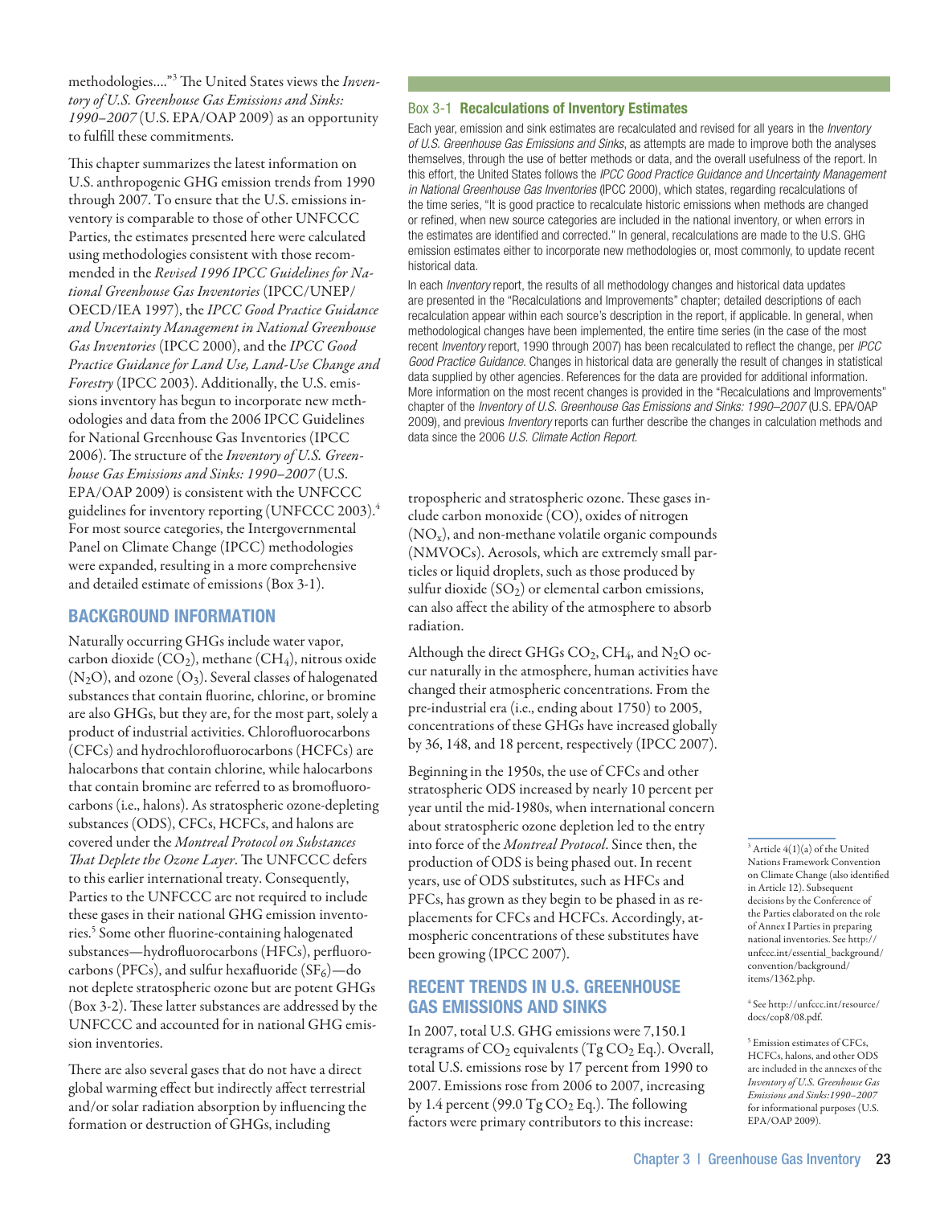methodologies....”[3] The United States views the *Inventory of U.S. Greenhouse Gas Emissions and Sinks: 1990–2007* (U.S. EPA/OAP 2009) as an opportunity to fulfill these commitments.

This chapter summarizes the latest information on U.S. anthropogenic GHG emission trends from 1990 through 2007. To ensure that the U.S. emissions inventory is comparable to those of other UNFCCC Parties, the estimates presented here were calculated using methodologies consistent with those recommended in the *Revised 1996 IPCC Guidelines for National Greenhouse Gas Inventories* (IPCC/UNEP/OECD/IEA 1997), the *IPCC Good Practice Guidance and Uncertainty Management in National Greenhouse Gas Inventories* (IPCC 2000), and the *IPCC Good Practice Guidance for Land Use, Land-Use Change and Forestry* (IPCC 2003). Additionally, the U.S. emissions inventory has begun to incorporate new methodologies and data from the 2006 IPCC Guidelines for National Greenhouse Gas Inventories (IPCC 2006). The structure of the *Inventory of U.S. Greenhouse Gas Emissions and Sinks: 1990–2007* (U.S. EPA/OAP 2009) is consistent with the UNFCCC guidelines for inventory reporting (UNFCCC 2003).[4] For most source categories, the Intergovernmental Panel on Climate Change (IPCC) methodologies were expanded, resulting in a more comprehensive and detailed estimate of emissions (Box 3-1).

## BACKGROUND INFORMATION

Naturally occurring GHGs include water vapor, carbon dioxide ($CO_2$), methane ($CH_4$), nitrous oxide ($N_2O$), and ozone ($O_3$). Several classes of halogenated substances that contain fluorine, chlorine, or bromine are also GHGs, but they are, for the most part, solely a product of industrial activities. Chlorofluorocarbons (CFCs) and hydrochlorofluorocarbons (HCFCs) are halocarbons that contain chlorine, while halocarbons that contain bromine are referred to as bromofluorocarbons (i.e., halons). As stratospheric ozone-depleting substances (ODS), CFCs, HCFCs, and halons are covered under the *Montreal Protocol on Substances That Deplete the Ozone Layer*. The UNFCCC defers to this earlier international treaty. Consequently, Parties to the UNFCCC are not required to include these gases in their national GHG emission inventories.[5] Some other fluorine-containing halogenated substances—hydrofluorocarbons (HFCs), perfluorocarbons (PFCs), and sulfur hexafluoride ($SF_6$)—do not deplete stratospheric ozone but are potent GHGs (Box 3-2). These latter substances are addressed by the UNFCCC and accounted for in national GHG emission inventories.

There are also several gases that do not have a direct global warming effect but indirectly affect terrestrial and/or solar radiation absorption by influencing the formation or destruction of GHGs, including tropospheric and stratospheric ozone. These gases include carbon monoxide (CO), oxides of nitrogen ($NO_x$), and non-methane volatile organic compounds (NMVOCs). Aerosols, which are extremely small particles or liquid droplets, such as those produced by sulfur dioxide ($SO_2$) or elemental carbon emissions, can also affect the ability of the atmosphere to absorb radiation.

Although the direct GHGs $CO_2$, $CH_4$, and $N_2O$ occur naturally in the atmosphere, human activities have changed their atmospheric concentrations. From the pre-industrial era (i.e., ending about 1750) to 2005, concentrations of these GHGs have increased globally by 36, 148, and 18 percent, respectively (IPCC 2007).

Beginning in the 1950s, the use of CFCs and other stratospheric ODS increased by nearly 10 percent per year until the mid-1980s, when international concern about stratospheric ozone depletion led to the entry into force of the *Montreal Protocol*. Since then, the production of ODS is being phased out. In recent years, use of ODS substitutes, such as HFCs and PFCs, has grown as they begin to be phased in as replacements for CFCs and HCFCs. Accordingly, atmospheric concentrations of these substitutes have been growing (IPCC 2007).

## RECENT TRENDS IN U.S. GREENHOUSE GAS EMISSIONS AND SINKS

In 2007, total U.S. GHG emissions were 7,150.1 teragrams of $CO_2$ equivalents (Tg $CO_2$ Eq.). Overall, total U.S. emissions rose by 17 percent from 1990 to 2007. Emissions rose from 2006 to 2007, increasing by 1.4 percent (99.0 Tg $CO_2$ Eq.). The following factors were primary contributors to this increase:

---

### Box 3-1 Recalculations of Inventory Estimates

Each year, emission and sink estimates are recalculated and revised for all years in the *Inventory of U.S. Greenhouse Gas Emissions and Sinks*, as attempts are made to improve both the analyses themselves, through the use of better methods or data, and the overall usefulness of the report. In this effort, the United States follows the *IPCC Good Practice Guidance and Uncertainty Management in National Greenhouse Gas Inventories* (IPCC 2000), which states, regarding recalculations of the time series, “It is good practice to recalculate historic emissions when methods are changed or refined, when new source categories are included in the national inventory, or when errors in the estimates are identified and corrected.” In general, recalculations are made to the U.S. GHG emission estimates either to incorporate new methodologies or, most commonly, to update recent historical data.

In each *Inventory* report, the results of all methodology changes and historical data updates are presented in the “Recalculations and Improvements” chapter; detailed descriptions of each recalculation appear within each source’s description in the report, if applicable. In general, when methodological changes have been implemented, the entire time series (in the case of the most recent *Inventory* report, 1990 through 2007) has been recalculated to reflect the change, per *IPCC Good Practice Guidance.* Changes in historical data are generally the result of changes in statistical data supplied by other agencies. References for the data are provided for additional information. More information on the most recent changes is provided in the “Recalculations and Improvements” chapter of the *Inventory of U.S. Greenhouse Gas Emissions and Sinks: 1990–2007* (U.S. EPA/OAP 2009), and previous *Inventory* reports can further describe the changes in calculation methods and data since the 2006 *U.S. Climate Action Report.*

---

[3] Article 4(1)(a) of the United Nations Framework Convention on Climate Change (also identified in Article 12). Subsequent decisions by the Conference of the Parties elaborated on the role of Annex I Parties in preparing national inventories. See http://unfccc.int/essential_background/convention/background/items/1362.php.

[4] See http://unfccc.int/resource/docs/cop8/08.pdf.

[5] Emission estimates of CFCs, HCFCs, halons, and other ODS are included in the annexes of the *Inventory of U.S. Greenhouse Gas Emissions and Sinks:1990–2007* for informational purposes (U.S. EPA/OAP 2009).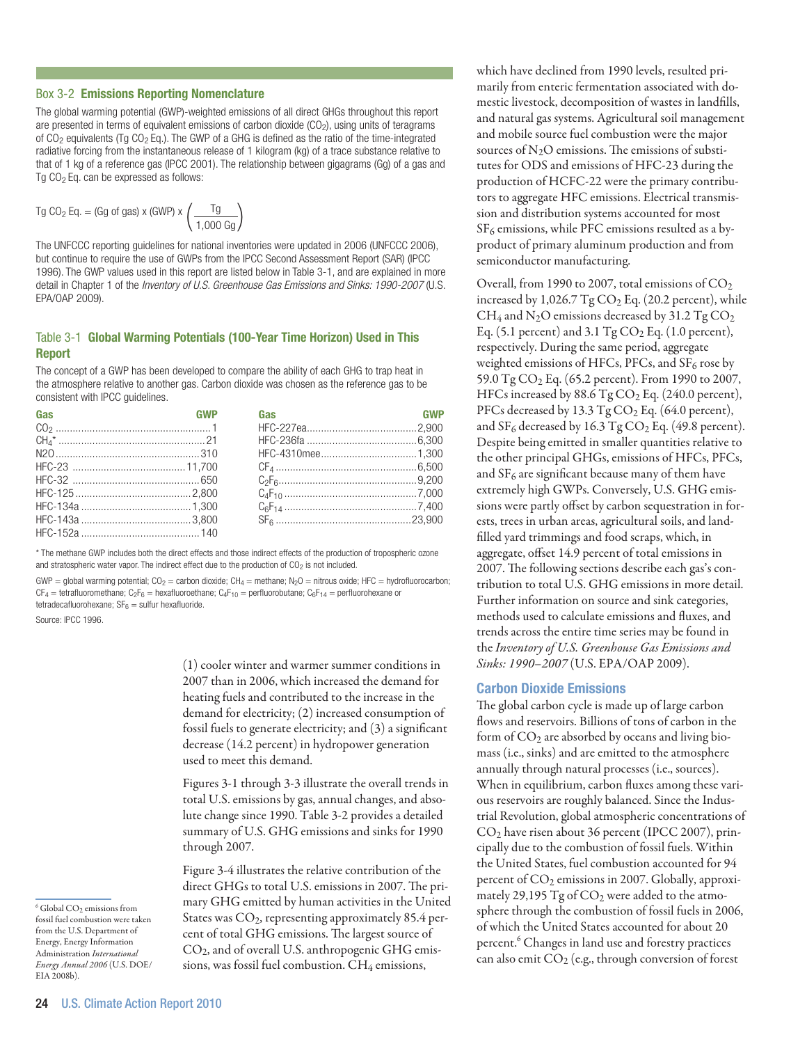### Box 3-2 **Emissions Reporting Nomenclature**

The global warming potential (GWP)-weighted emissions of all direct GHGs throughout this report are presented in terms of equivalent emissions of carbon dioxide ($CO_2$), using units of teragrams of $CO_2$ equivalents (Tg $CO_2$ Eq.). The GWP of a GHG is defined as the ratio of the time-integrated radiative forcing from the instantaneous release of 1 kilogram (kg) of a trace substance relative to that of 1 kg of a reference gas (IPCC 2001). The relationship between gigagrams (Gg) of a gas and Tg $CO_2$ Eq. can be expressed as follows:

$$\text{Tg } CO_2 \text{ Eq.} = (\text{Gg of gas}) \times (\text{GWP}) \times \left(\frac{\text{Tg}}{1{,}000 \text{ Gg}}\right)$$

The UNFCCC reporting guidelines for national inventories were updated in 2006 (UNFCCC 2006), but continue to require the use of GWPs from the IPCC Second Assessment Report (SAR) (IPCC 1996). The GWP values used in this report are listed below in Table 3-1, and are explained in more detail in Chapter 1 of the *Inventory of U.S. Greenhouse Gas Emissions and Sinks: 1990-2007* (U.S. EPA/OAP 2009).

### Table 3-1 **Global Warming Potentials (100-Year Time Horizon) Used in This Report**

The concept of a GWP has been developed to compare the ability of each GHG to trap heat in the atmosphere relative to another gas. Carbon dioxide was chosen as the reference gas to be consistent with IPCC guidelines.

| Gas | GWP |
|---|---|
| $CO_2$ | 1 |
| $CH_4$* | 21 |
| N20 | 310 |
| HFC-23 | 11,700 |
| HFC-32 | 650 |
| HFC-125 | 2,800 |
| HFC-134a | 1,300 |
| HFC-143a | 3,800 |
| HFC-152a | 140 |
| HFC-227ea | 2,900 |
| HFC-236fa | 6,300 |
| HFC-4310mee | 1,300 |
| $CF_4$ | 6,500 |
| $C_2F_6$ | 9,200 |
| $C_4F_{10}$ | 7,000 |
| $C_6F_{14}$ | 7,400 |
| $SF_6$ | 23,900 |

\* The methane GWP includes both the direct effects and those indirect effects of the production of tropospheric ozone and stratospheric water vapor. The indirect effect due to the production of $CO_2$ is not included.

GWP = global warming potential; $CO_2$ = carbon dioxide; $CH_4$ = methane; $N_2O$ = nitrous oxide; HFC = hydrofluorocarbon; $CF_4$ = tetrafluoromethane; $C_2F_6$ = hexafluoroethane; $C_4F_{10}$ = perfluorobutane; $C_6F_{14}$ = perfluorohexane or tetradecafluorohexane; $SF_6$ = sulfur hexafluoride.

Source: IPCC 1996.

(1) cooler winter and warmer summer conditions in 2007 than in 2006, which increased the demand for heating fuels and contributed to the increase in the demand for electricity; (2) increased consumption of fossil fuels to generate electricity; and (3) a significant decrease (14.2 percent) in hydropower generation used to meet this demand.

Figures 3-1 through 3-3 illustrate the overall trends in total U.S. emissions by gas, annual changes, and absolute change since 1990. Table 3-2 provides a detailed summary of U.S. GHG emissions and sinks for 1990 through 2007.

Figure 3-4 illustrates the relative contribution of the direct GHGs to total U.S. emissions in 2007. The primary GHG emitted by human activities in the United States was $CO_2$, representing approximately 85.4 percent of total GHG emissions. The largest source of $CO_2$, and of overall U.S. anthropogenic GHG emissions, was fossil fuel combustion. $CH_4$ emissions, which have declined from 1990 levels, resulted primarily from enteric fermentation associated with domestic livestock, decomposition of wastes in landfills, and natural gas systems. Agricultural soil management and mobile source fuel combustion were the major sources of $N_2O$ emissions. The emissions of substitutes for ODS and emissions of HFC-23 during the production of HCFC-22 were the primary contributors to aggregate HFC emissions. Electrical transmission and distribution systems accounted for most $SF_6$ emissions, while PFC emissions resulted as a byproduct of primary aluminum production and from semiconductor manufacturing.

Overall, from 1990 to 2007, total emissions of $CO_2$ increased by 1,026.7 Tg $CO_2$ Eq. (20.2 percent), while $CH_4$ and $N_2O$ emissions decreased by 31.2 Tg $CO_2$ Eq. (5.1 percent) and 3.1 Tg $CO_2$ Eq. (1.0 percent), respectively. During the same period, aggregate weighted emissions of HFCs, PFCs, and $SF_6$ rose by 59.0 Tg $CO_2$ Eq. (65.2 percent). From 1990 to 2007, HFCs increased by 88.6 Tg $CO_2$ Eq. (240.0 percent), PFCs decreased by 13.3 Tg $CO_2$ Eq. (64.0 percent), and $SF_6$ decreased by 16.3 Tg $CO_2$ Eq. (49.8 percent). Despite being emitted in smaller quantities relative to the other principal GHGs, emissions of HFCs, PFCs, and $SF_6$ are significant because many of them have extremely high GWPs. Conversely, U.S. GHG emissions were partly offset by carbon sequestration in forests, trees in urban areas, agricultural soils, and landfilled yard trimmings and food scraps, which, in aggregate, offset 14.9 percent of total emissions in 2007. The following sections describe each gas's contribution to total U.S. GHG emissions in more detail. Further information on source and sink categories, methods used to calculate emissions and fluxes, and trends across the entire time series may be found in the *Inventory of U.S. Greenhouse Gas Emissions and Sinks: 1990–2007* (U.S. EPA/OAP 2009).

### Carbon Dioxide Emissions

The global carbon cycle is made up of large carbon flows and reservoirs. Billions of tons of carbon in the form of $CO_2$ are absorbed by oceans and living biomass (i.e., sinks) and are emitted to the atmosphere annually through natural processes (i.e., sources). When in equilibrium, carbon fluxes among these various reservoirs are roughly balanced. Since the Industrial Revolution, global atmospheric concentrations of $CO_2$ have risen about 36 percent (IPCC 2007), principally due to the combustion of fossil fuels. Within the United States, fuel combustion accounted for 94 percent of $CO_2$ emissions in 2007. Globally, approximately 29,195 Tg of $CO_2$ were added to the atmosphere through the combustion of fossil fuels in 2006, of which the United States accounted for about 20 percent.[6] Changes in land use and forestry practices can also emit $CO_2$ (e.g., through conversion of forest

[6] Global $CO_2$ emissions from fossil fuel combustion were taken from the U.S. Department of Energy, Energy Information Administration *International Energy Annual 2006* (U.S. DOE/EIA 2008b).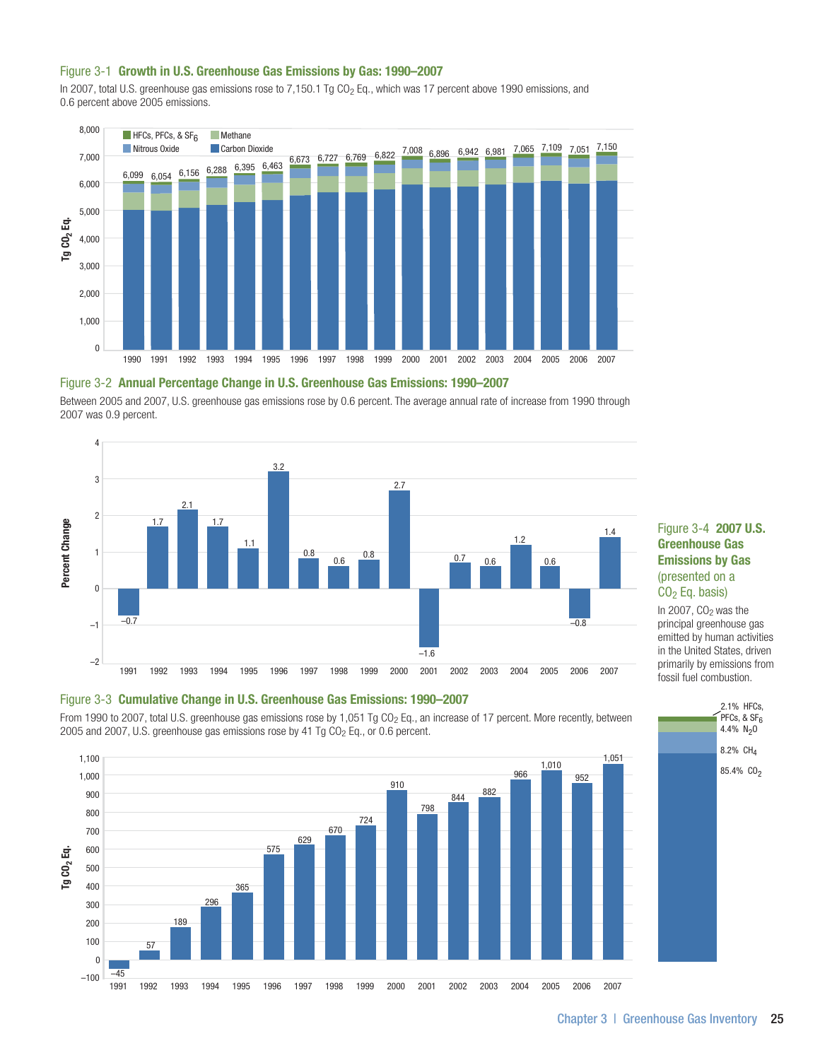### Figure 3-1 **Growth in U.S. Greenhouse Gas Emissions by Gas: 1990–2007**

In 2007, total U.S. greenhouse gas emissions rose to 7,150.1 Tg $CO_2$ Eq., which was 17 percent above 1990 emissions, and 0.6 percent above 2005 emissions.

| Year | Total (Tg $CO_2$ Eq.) |
|---|---|
| 1990 | 6,099 |
| 1991 | 6,054 |
| 1992 | 6,156 |
| 1993 | 6,288 |
| 1994 | 6,395 |
| 1995 | 6,463 |
| 1996 | 6,673 |
| 1997 | 6,727 |
| 1998 | 6,769 |
| 1999 | 6,822 |
| 2000 | 7,008 |
| 2001 | 6,896 |
| 2002 | 6,942 |
| 2003 | 6,981 |
| 2004 | 7,065 |
| 2005 | 7,109 |
| 2006 | 7,051 |
| 2007 | 7,150 |

Legend: HFCs, PFCs, & $SF_6$; Methane; Nitrous Oxide; Carbon Dioxide

### Figure 3-2 **Annual Percentage Change in U.S. Greenhouse Gas Emissions: 1990–2007**

Between 2005 and 2007, U.S. greenhouse gas emissions rose by 0.6 percent. The average annual rate of increase from 1990 through 2007 was 0.9 percent.

| Year | Percent Change |
|---|---|
| 1991 | –0.7 |
| 1992 | 1.7 |
| 1993 | 2.1 |
| 1994 | 1.7 |
| 1995 | 1.1 |
| 1996 | 3.2 |
| 1997 | 0.8 |
| 1998 | 0.6 |
| 1999 | 0.8 |
| 2000 | 2.7 |
| 2001 | –1.6 |
| 2002 | 0.7 |
| 2003 | 0.6 |
| 2004 | 1.2 |
| 2005 | 0.6 |
| 2006 | –0.8 |
| 2007 | 1.4 |

### Figure 3-3 **Cumulative Change in U.S. Greenhouse Gas Emissions: 1990–2007**

From 1990 to 2007, total U.S. greenhouse gas emissions rose by 1,051 Tg $CO_2$ Eq., an increase of 17 percent. More recently, between 2005 and 2007, U.S. greenhouse gas emissions rose by 41 Tg $CO_2$ Eq., or 0.6 percent.

| Year | Tg $CO_2$ Eq. |
|---|---|
| 1991 | –45 |
| 1992 | 57 |
| 1993 | 189 |
| 1994 | 296 |
| 1995 | 365 |
| 1996 | 575 |
| 1997 | 629 |
| 1998 | 670 |
| 1999 | 724 |
| 2000 | 910 |
| 2001 | 798 |
| 2002 | 844 |
| 2003 | 882 |
| 2004 | 966 |
| 2005 | 1,010 |
| 2006 | 952 |
| 2007 | 1,051 |

### Figure 3-4 **2007 U.S. Greenhouse Gas Emissions by Gas** (presented on a $CO_2$ Eq. basis)

In 2007, $CO_2$ was the principal greenhouse gas emitted by human activities in the United States, driven primarily by emissions from fossil fuel combustion.

- 2.1% HFCs, PFCs, & $SF_6$
- 4.4% $N_2O$
- 8.2% $CH_4$
- 85.4% $CO_2$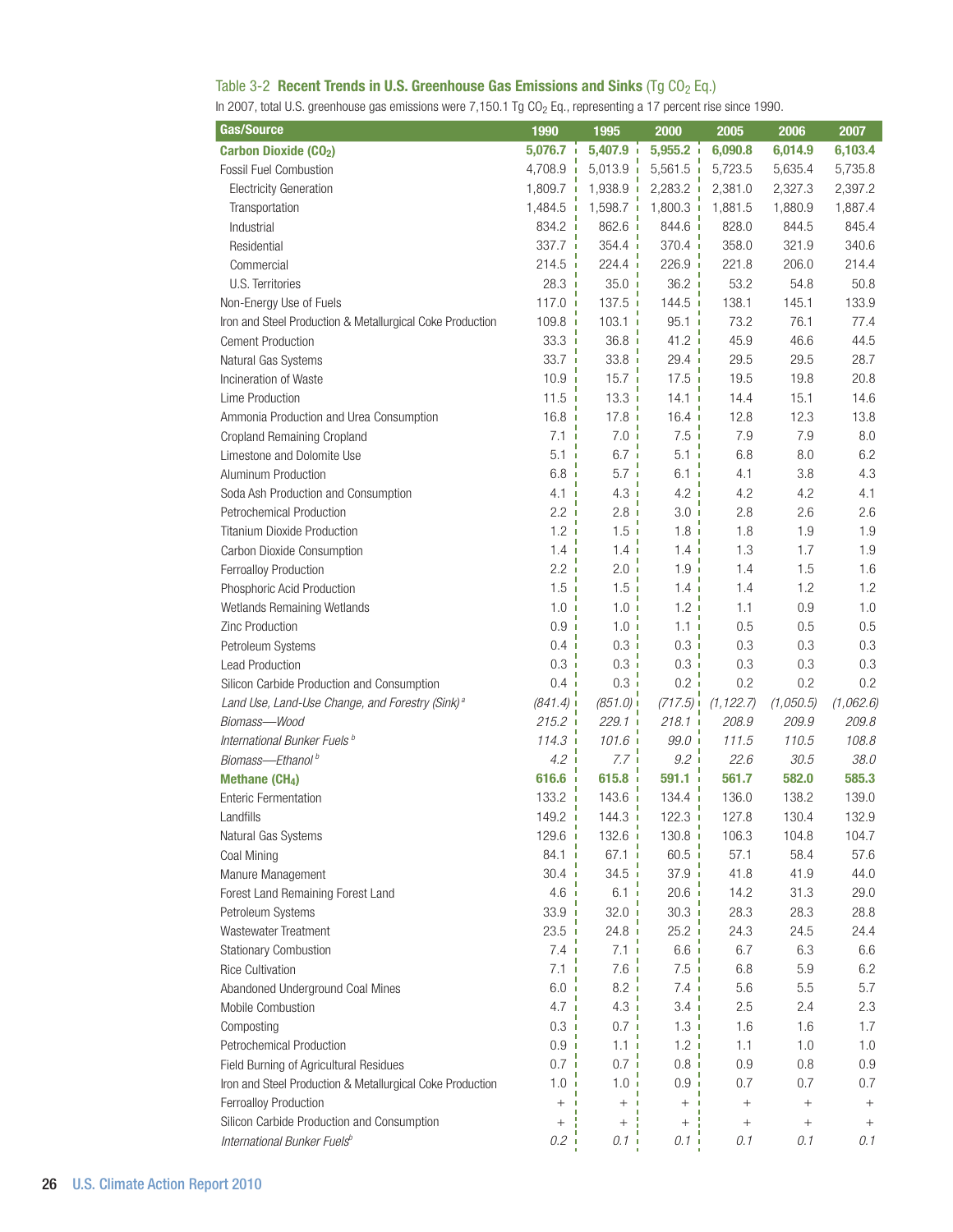Table 3-2 **Recent Trends in U.S. Greenhouse Gas Emissions and Sinks** (Tg $CO_2$ Eq.)

In 2007, total U.S. greenhouse gas emissions were 7,150.1 Tg $CO_2$ Eq., representing a 17 percent rise since 1990.

| Gas/Source | 1990 | 1995 | 2000 | 2005 | 2006 | 2007 |
|---|---|---|---|---|---|---|
| **Carbon Dioxide ($CO_2$)** | **5,076.7** | **5,407.9** | **5,955.2** | **6,090.8** | **6,014.9** | **6,103.4** |
| Fossil Fuel Combustion | 4,708.9 | 5,013.9 | 5,561.5 | 5,723.5 | 5,635.4 | 5,735.8 |
| Electricity Generation | 1,809.7 | 1,938.9 | 2,283.2 | 2,381.0 | 2,327.3 | 2,397.2 |
| Transportation | 1,484.5 | 1,598.7 | 1,800.3 | 1,881.5 | 1,880.9 | 1,887.4 |
| Industrial | 834.2 | 862.6 | 844.6 | 828.0 | 844.5 | 845.4 |
| Residential | 337.7 | 354.4 | 370.4 | 358.0 | 321.9 | 340.6 |
| Commercial | 214.5 | 224.4 | 226.9 | 221.8 | 206.0 | 214.4 |
| U.S. Territories | 28.3 | 35.0 | 36.2 | 53.2 | 54.8 | 50.8 |
| Non-Energy Use of Fuels | 117.0 | 137.5 | 144.5 | 138.1 | 145.1 | 133.9 |
| Iron and Steel Production & Metallurgical Coke Production | 109.8 | 103.1 | 95.1 | 73.2 | 76.1 | 77.4 |
| Cement Production | 33.3 | 36.8 | 41.2 | 45.9 | 46.6 | 44.5 |
| Natural Gas Systems | 33.7 | 33.8 | 29.4 | 29.5 | 29.5 | 28.7 |
| Incineration of Waste | 10.9 | 15.7 | 17.5 | 19.5 | 19.8 | 20.8 |
| Lime Production | 11.5 | 13.3 | 14.1 | 14.4 | 15.1 | 14.6 |
| Ammonia Production and Urea Consumption | 16.8 | 17.8 | 16.4 | 12.8 | 12.3 | 13.8 |
| Cropland Remaining Cropland | 7.1 | 7.0 | 7.5 | 7.9 | 7.9 | 8.0 |
| Limestone and Dolomite Use | 5.1 | 6.7 | 5.1 | 6.8 | 8.0 | 6.2 |
| Aluminum Production | 6.8 | 5.7 | 6.1 | 4.1 | 3.8 | 4.3 |
| Soda Ash Production and Consumption | 4.1 | 4.3 | 4.2 | 4.2 | 4.2 | 4.1 |
| Petrochemical Production | 2.2 | 2.8 | 3.0 | 2.8 | 2.6 | 2.6 |
| Titanium Dioxide Production | 1.2 | 1.5 | 1.8 | 1.8 | 1.9 | 1.9 |
| Carbon Dioxide Consumption | 1.4 | 1.4 | 1.4 | 1.3 | 1.7 | 1.9 |
| Ferroalloy Production | 2.2 | 2.0 | 1.9 | 1.4 | 1.5 | 1.6 |
| Phosphoric Acid Production | 1.5 | 1.5 | 1.4 | 1.4 | 1.2 | 1.2 |
| Wetlands Remaining Wetlands | 1.0 | 1.0 | 1.2 | 1.1 | 0.9 | 1.0 |
| Zinc Production | 0.9 | 1.0 | 1.1 | 0.5 | 0.5 | 0.5 |
| Petroleum Systems | 0.4 | 0.3 | 0.3 | 0.3 | 0.3 | 0.3 |
| Lead Production | 0.3 | 0.3 | 0.3 | 0.3 | 0.3 | 0.3 |
| Silicon Carbide Production and Consumption | 0.4 | 0.3 | 0.2 | 0.2 | 0.2 | 0.2 |
| *Land Use, Land-Use Change, and Forestry (Sink)* [a] | *(841.4)* | *(851.0)* | *(717.5)* | *(1,122.7)* | *(1,050.5)* | *(1,062.6)* |
| *Biomass—Wood* | *215.2* | *229.1* | *218.1* | *208.9* | *209.9* | *209.8* |
| *International Bunker Fuels* [b] | *114.3* | *101.6* | *99.0* | *111.5* | *110.5* | *108.8* |
| *Biomass—Ethanol* [b] | *4.2* | *7.7* | *9.2* | *22.6* | *30.5* | *38.0* |
| **Methane ($CH_4$)** | **616.6** | **615.8** | **591.1** | **561.7** | **582.0** | **585.3** |
| Enteric Fermentation | 133.2 | 143.6 | 134.4 | 136.0 | 138.2 | 139.0 |
| Landfills | 149.2 | 144.3 | 122.3 | 127.8 | 130.4 | 132.9 |
| Natural Gas Systems | 129.6 | 132.6 | 130.8 | 106.3 | 104.8 | 104.7 |
| Coal Mining | 84.1 | 67.1 | 60.5 | 57.1 | 58.4 | 57.6 |
| Manure Management | 30.4 | 34.5 | 37.9 | 41.8 | 41.9 | 44.0 |
| Forest Land Remaining Forest Land | 4.6 | 6.1 | 20.6 | 14.2 | 31.3 | 29.0 |
| Petroleum Systems | 33.9 | 32.0 | 30.3 | 28.3 | 28.3 | 28.8 |
| Wastewater Treatment | 23.5 | 24.8 | 25.2 | 24.3 | 24.5 | 24.4 |
| Stationary Combustion | 7.4 | 7.1 | 6.6 | 6.7 | 6.3 | 6.6 |
| Rice Cultivation | 7.1 | 7.6 | 7.5 | 6.8 | 5.9 | 6.2 |
| Abandoned Underground Coal Mines | 6.0 | 8.2 | 7.4 | 5.6 | 5.5 | 5.7 |
| Mobile Combustion | 4.7 | 4.3 | 3.4 | 2.5 | 2.4 | 2.3 |
| Composting | 0.3 | 0.7 | 1.3 | 1.6 | 1.6 | 1.7 |
| Petrochemical Production | 0.9 | 1.1 | 1.2 | 1.1 | 1.0 | 1.0 |
| Field Burning of Agricultural Residues | 0.7 | 0.7 | 0.8 | 0.9 | 0.8 | 0.9 |
| Iron and Steel Production & Metallurgical Coke Production | 1.0 | 1.0 | 0.9 | 0.7 | 0.7 | 0.7 |
| Ferroalloy Production | + | + | + | + | + | + |
| Silicon Carbide Production and Consumption | + | + | + | + | + | + |
| *International Bunker Fuels* [b] | *0.2* | *0.1* | *0.1* | *0.1* | *0.1* | *0.1* |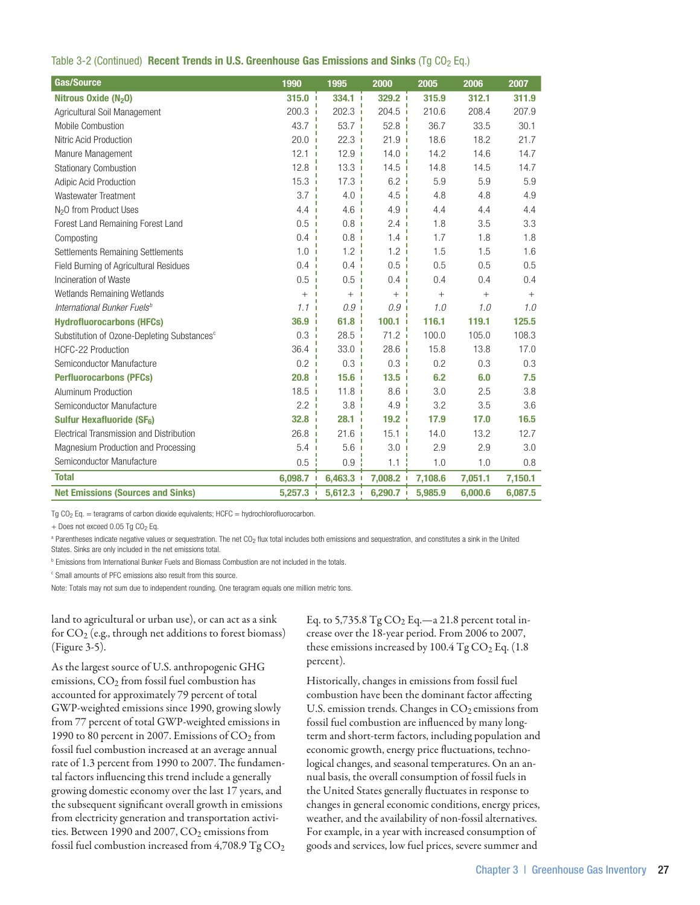Table 3-2 (Continued) **Recent Trends in U.S. Greenhouse Gas Emissions and Sinks** (Tg $CO_2$ Eq.)

| Gas/Source | 1990 | 1995 | 2000 | 2005 | 2006 | 2007 |
|---|---|---|---|---|---|---|
| **Nitrous Oxide ($N_2O$)** | **315.0** | **334.1** | **329.2** | **315.9** | **312.1** | **311.9** |
| Agricultural Soil Management | 200.3 | 202.3 | 204.5 | 210.6 | 208.4 | 207.9 |
| Mobile Combustion | 43.7 | 53.7 | 52.8 | 36.7 | 33.5 | 30.1 |
| Nitric Acid Production | 20.0 | 22.3 | 21.9 | 18.6 | 18.2 | 21.7 |
| Manure Management | 12.1 | 12.9 | 14.0 | 14.2 | 14.6 | 14.7 |
| Stationary Combustion | 12.8 | 13.3 | 14.5 | 14.8 | 14.5 | 14.7 |
| Adipic Acid Production | 15.3 | 17.3 | 6.2 | 5.9 | 5.9 | 5.9 |
| Wastewater Treatment | 3.7 | 4.0 | 4.5 | 4.8 | 4.8 | 4.9 |
| $N_2O$ from Product Uses | 4.4 | 4.6 | 4.9 | 4.4 | 4.4 | 4.4 |
| Forest Land Remaining Forest Land | 0.5 | 0.8 | 2.4 | 1.8 | 3.5 | 3.3 |
| Composting | 0.4 | 0.8 | 1.4 | 1.7 | 1.8 | 1.8 |
| Settlements Remaining Settlements | 1.0 | 1.2 | 1.2 | 1.5 | 1.5 | 1.6 |
| Field Burning of Agricultural Residues | 0.4 | 0.4 | 0.5 | 0.5 | 0.5 | 0.5 |
| Incineration of Waste | 0.5 | 0.5 | 0.4 | 0.4 | 0.4 | 0.4 |
| Wetlands Remaining Wetlands | + | + | + | + | + | + |
| *International Bunker Fuels[b]* | *1.1* | *0.9* | *0.9* | *1.0* | *1.0* | *1.0* |
| **Hydrofluorocarbons (HFCs)** | **36.9** | **61.8** | **100.1** | **116.1** | **119.1** | **125.5** |
| Substitution of Ozone-Depleting Substances[c] | 0.3 | 28.5 | 71.2 | 100.0 | 105.0 | 108.3 |
| HCFC-22 Production | 36.4 | 33.0 | 28.6 | 15.8 | 13.8 | 17.0 |
| Semiconductor Manufacture | 0.2 | 0.3 | 0.3 | 0.2 | 0.3 | 0.3 |
| **Perfluorocarbons (PFCs)** | **20.8** | **15.6** | **13.5** | **6.2** | **6.0** | **7.5** |
| Aluminum Production | 18.5 | 11.8 | 8.6 | 3.0 | 2.5 | 3.8 |
| Semiconductor Manufacture | 2.2 | 3.8 | 4.9 | 3.2 | 3.5 | 3.6 |
| **Sulfur Hexafluoride ($SF_6$)** | **32.8** | **28.1** | **19.2** | **17.9** | **17.0** | **16.5** |
| Electrical Transmission and Distribution | 26.8 | 21.6 | 15.1 | 14.0 | 13.2 | 12.7 |
| Magnesium Production and Processing | 5.4 | 5.6 | 3.0 | 2.9 | 2.9 | 3.0 |
| Semiconductor Manufacture | 0.5 | 0.9 | 1.1 | 1.0 | 1.0 | 0.8 |
| **Total** | **6,098.7** | **6,463.3** | **7,008.2** | **7,108.6** | **7,051.1** | **7,150.1** |
| **Net Emissions (Sources and Sinks)** | **5,257.3** | **5,612.3** | **6,290.7** | **5,985.9** | **6,000.6** | **6,087.5** |

Tg $CO_2$ Eq. = teragrams of carbon dioxide equivalents; HCFC = hydrochlorofluorocarbon.

+ Does not exceed 0.05 Tg $CO_2$ Eq.

[a] Parentheses indicate negative values or sequestration. The net $CO_2$ flux total includes both emissions and sequestration, and constitutes a sink in the United States. Sinks are only included in the net emissions total.

[b] Emissions from International Bunker Fuels and Biomass Combustion are not included in the totals.

[c] Small amounts of PFC emissions also result from this source.

Note: Totals may not sum due to independent rounding. One teragram equals one million metric tons.

land to agricultural or urban use), or can act as a sink for $CO_2$ (e.g., through net additions to forest biomass) (Figure 3-5).

As the largest source of U.S. anthropogenic GHG emissions, $CO_2$ from fossil fuel combustion has accounted for approximately 79 percent of total GWP-weighted emissions since 1990, growing slowly from 77 percent of total GWP-weighted emissions in 1990 to 80 percent in 2007. Emissions of $CO_2$ from fossil fuel combustion increased at an average annual rate of 1.3 percent from 1990 to 2007. The fundamental factors influencing this trend include a generally growing domestic economy over the last 17 years, and the subsequent significant overall growth in emissions from electricity generation and transportation activities. Between 1990 and 2007, $CO_2$ emissions from fossil fuel combustion increased from 4,708.9 Tg $CO_2$ Eq. to 5,735.8 Tg $CO_2$ Eq.—a 21.8 percent total increase over the 18-year period. From 2006 to 2007, these emissions increased by 100.4 Tg $CO_2$ Eq. (1.8 percent).

Historically, changes in emissions from fossil fuel combustion have been the dominant factor affecting U.S. emission trends. Changes in $CO_2$ emissions from fossil fuel combustion are influenced by many long-term and short-term factors, including population and economic growth, energy price fluctuations, technological changes, and seasonal temperatures. On an annual basis, the overall consumption of fossil fuels in the United States generally fluctuates in response to changes in general economic conditions, energy prices, weather, and the availability of non-fossil alternatives. For example, in a year with increased consumption of goods and services, low fuel prices, severe summer and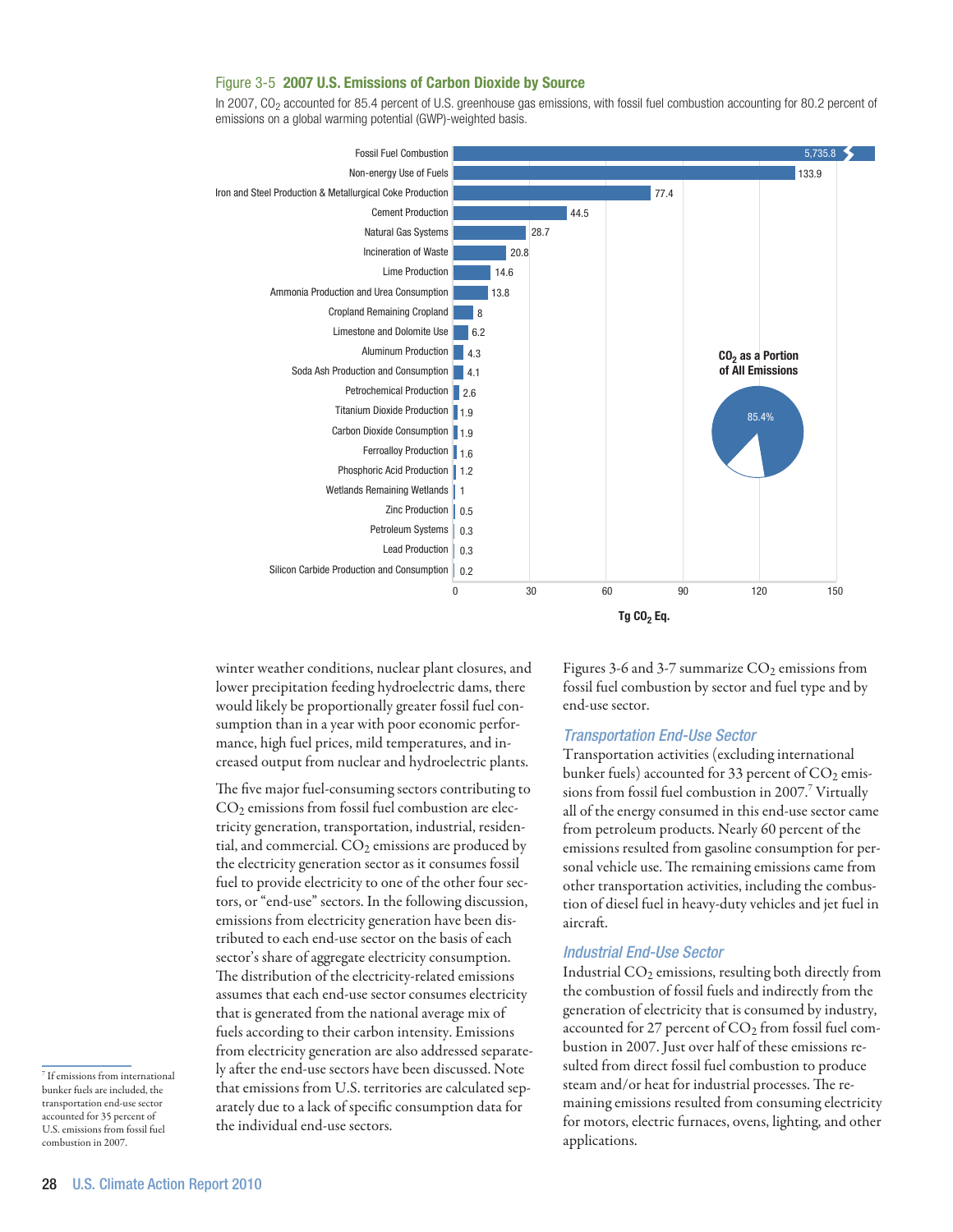Figure 3-5 **2007 U.S. Emissions of Carbon Dioxide by Source**

In 2007, $CO_2$ accounted for 85.4 percent of U.S. greenhouse gas emissions, with fossil fuel combustion accounting for 80.2 percent of emissions on a global warming potential (GWP)-weighted basis.

| Source | Tg $CO_2$ Eq. |
|---|---|
| Fossil Fuel Combustion | 5,735.8 |
| Non-energy Use of Fuels | 133.9 |
| Iron and Steel Production & Metallurgical Coke Production | 77.4 |
| Cement Production | 44.5 |
| Natural Gas Systems | 28.7 |
| Incineration of Waste | 20.8 |
| Lime Production | 14.6 |
| Ammonia Production and Urea Consumption | 13.8 |
| Cropland Remaining Cropland | 8 |
| Limestone and Dolomite Use | 6.2 |
| Aluminum Production | 4.3 |
| Soda Ash Production and Consumption | 4.1 |
| Petrochemical Production | 2.6 |
| Titanium Dioxide Production | 1.9 |
| Carbon Dioxide Consumption | 1.9 |
| Ferroalloy Production | 1.6 |
| Phosphoric Acid Production | 1.2 |
| Wetlands Remaining Wetlands | 1 |
| Zinc Production | 0.5 |
| Petroleum Systems | 0.3 |
| Lead Production | 0.3 |
| Silicon Carbide Production and Consumption | 0.2 |

$CO_2$ as a Portion of All Emissions: 85.4%

winter weather conditions, nuclear plant closures, and lower precipitation feeding hydroelectric dams, there would likely be proportionally greater fossil fuel consumption than in a year with poor economic performance, high fuel prices, mild temperatures, and increased output from nuclear and hydroelectric plants.

The five major fuel-consuming sectors contributing to $CO_2$ emissions from fossil fuel combustion are electricity generation, transportation, industrial, residential, and commercial. $CO_2$ emissions are produced by the electricity generation sector as it consumes fossil fuel to provide electricity to one of the other four sectors, or "end-use" sectors. In the following discussion, emissions from electricity generation have been distributed to each end-use sector on the basis of each sector's share of aggregate electricity consumption. The distribution of the electricity-related emissions assumes that each end-use sector consumes electricity that is generated from the national average mix of fuels according to their carbon intensity. Emissions from electricity generation are also addressed separately after the end-use sectors have been discussed. Note that emissions from U.S. territories are calculated separately due to a lack of specific consumption data for the individual end-use sectors.

Figures 3-6 and 3-7 summarize $CO_2$ emissions from fossil fuel combustion by sector and fuel type and by end-use sector.

### *Transportation End-Use Sector*

Transportation activities (excluding international bunker fuels) accounted for 33 percent of $CO_2$ emissions from fossil fuel combustion in 2007.[7] Virtually all of the energy consumed in this end-use sector came from petroleum products. Nearly 60 percent of the emissions resulted from gasoline consumption for personal vehicle use. The remaining emissions came from other transportation activities, including the combustion of diesel fuel in heavy-duty vehicles and jet fuel in aircraft.

### *Industrial End-Use Sector*

Industrial $CO_2$ emissions, resulting both directly from the combustion of fossil fuels and indirectly from the generation of electricity that is consumed by industry, accounted for 27 percent of $CO_2$ from fossil fuel combustion in 2007. Just over half of these emissions resulted from direct fossil fuel combustion to produce steam and/or heat for industrial processes. The remaining emissions resulted from consuming electricity for motors, electric furnaces, ovens, lighting, and other applications.

[7] If emissions from international bunker fuels are included, the transportation end-use sector accounted for 35 percent of U.S. emissions from fossil fuel combustion in 2007.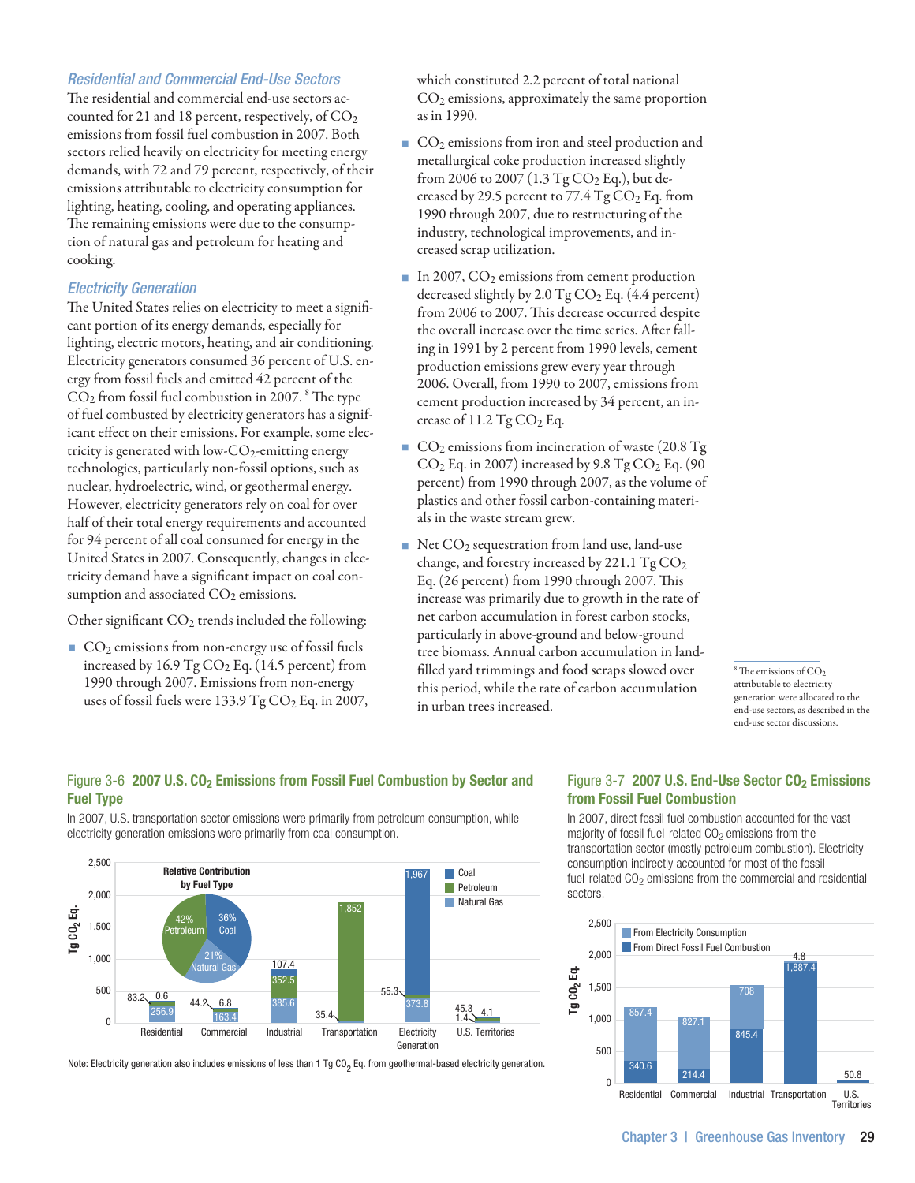### Residential and Commercial End-Use Sectors

The residential and commercial end-use sectors accounted for 21 and 18 percent, respectively, of $CO_2$ emissions from fossil fuel combustion in 2007. Both sectors relied heavily on electricity for meeting energy demands, with 72 and 79 percent, respectively, of their emissions attributable to electricity consumption for lighting, heating, cooling, and operating appliances. The remaining emissions were due to the consumption of natural gas and petroleum for heating and cooking.

### Electricity Generation

The United States relies on electricity to meet a significant portion of its energy demands, especially for lighting, electric motors, heating, and air conditioning. Electricity generators consumed 36 percent of U.S. energy from fossil fuels and emitted 42 percent of the $CO_2$ from fossil fuel combustion in 2007.[8] The type of fuel combusted by electricity generators has a significant effect on their emissions. For example, some electricity is generated with low-$CO_2$-emitting energy technologies, particularly non-fossil options, such as nuclear, hydroelectric, wind, or geothermal energy. However, electricity generators rely on coal for over half of their total energy requirements and accounted for 94 percent of all coal consumed for energy in the United States in 2007. Consequently, changes in electricity demand have a significant impact on coal consumption and associated $CO_2$ emissions.

Other significant $CO_2$ trends included the following:

- $CO_2$ emissions from non-energy use of fossil fuels increased by 16.9 Tg $CO_2$ Eq. (14.5 percent) from 1990 through 2007. Emissions from non-energy uses of fossil fuels were 133.9 Tg $CO_2$ Eq. in 2007, which constituted 2.2 percent of total national $CO_2$ emissions, approximately the same proportion as in 1990.
- $CO_2$ emissions from iron and steel production and metallurgical coke production increased slightly from 2006 to 2007 (1.3 Tg $CO_2$ Eq.), but decreased by 29.5 percent to 77.4 Tg $CO_2$ Eq. from 1990 through 2007, due to restructuring of the industry, technological improvements, and increased scrap utilization.
- In 2007, $CO_2$ emissions from cement production decreased slightly by 2.0 Tg $CO_2$ Eq. (4.4 percent) from 2006 to 2007. This decrease occurred despite the overall increase over the time series. After falling in 1991 by 2 percent from 1990 levels, cement production emissions grew every year through 2006. Overall, from 1990 to 2007, emissions from cement production increased by 34 percent, an increase of 11.2 Tg $CO_2$ Eq.
- $CO_2$ emissions from incineration of waste (20.8 Tg $CO_2$ Eq. in 2007) increased by 9.8 Tg $CO_2$ Eq. (90 percent) from 1990 through 2007, as the volume of plastics and other fossil carbon-containing materials in the waste stream grew.
- Net $CO_2$ sequestration from land use, land-use change, and forestry increased by 221.1 Tg $CO_2$ Eq. (26 percent) from 1990 through 2007. This increase was primarily due to growth in the rate of net carbon accumulation in forest carbon stocks, particularly in above-ground and below-ground tree biomass. Annual carbon accumulation in landfilled yard trimmings and food scraps slowed over this period, while the rate of carbon accumulation in urban trees increased.

[8] The emissions of $CO_2$ attributable to electricity generation were allocated to the end-use sectors, as described in the end-use sector discussions.

**Figure 3-6 2007 U.S. $CO_2$ Emissions from Fossil Fuel Combustion by Sector and Fuel Type**

In 2007, U.S. transportation sector emissions were primarily from petroleum consumption, while electricity generation emissions were primarily from coal consumption.

| Sector (Tg $CO_2$ Eq.) | Coal | Petroleum | Natural Gas |
|---|---|---|---|
| Residential | | 83.2 | 256.9 |
| Commercial | 6.8 | 44.2 | 163.4 |
| Industrial | 107.4 | 352.5 | 385.6 |
| Transportation | | 1,852 | 35.4 |
| Electricity Generation | 1,967 | 55.3 | 373.8 |
| U.S. Territories | 4.1 | 45.3 | 1.4 |

Residential also shows 0.6 (Coal).

Relative Contribution by Fuel Type: 42% Petroleum, 36% Coal, 21% Natural Gas

Note: Electricity generation also includes emissions of less than 1 Tg $CO_2$ Eq. from geothermal-based electricity generation.

**Figure 3-7 2007 U.S. End-Use Sector $CO_2$ Emissions from Fossil Fuel Combustion**

In 2007, direct fossil fuel combustion accounted for the vast majority of fossil fuel-related $CO_2$ emissions from the transportation sector (mostly petroleum combustion). Electricity consumption indirectly accounted for most of the fossil fuel-related $CO_2$ emissions from the commercial and residential sectors.

| Sector (Tg $CO_2$ Eq.) | From Electricity Consumption | From Direct Fossil Fuel Combustion |
|---|---|---|
| Residential | 857.4 | 340.6 |
| Commercial | 827.1 | 214.4 |
| Industrial | 708 | 845.4 |
| Transportation | 4.8 | 1,887.4 |
| U.S. Territories | | 50.8 |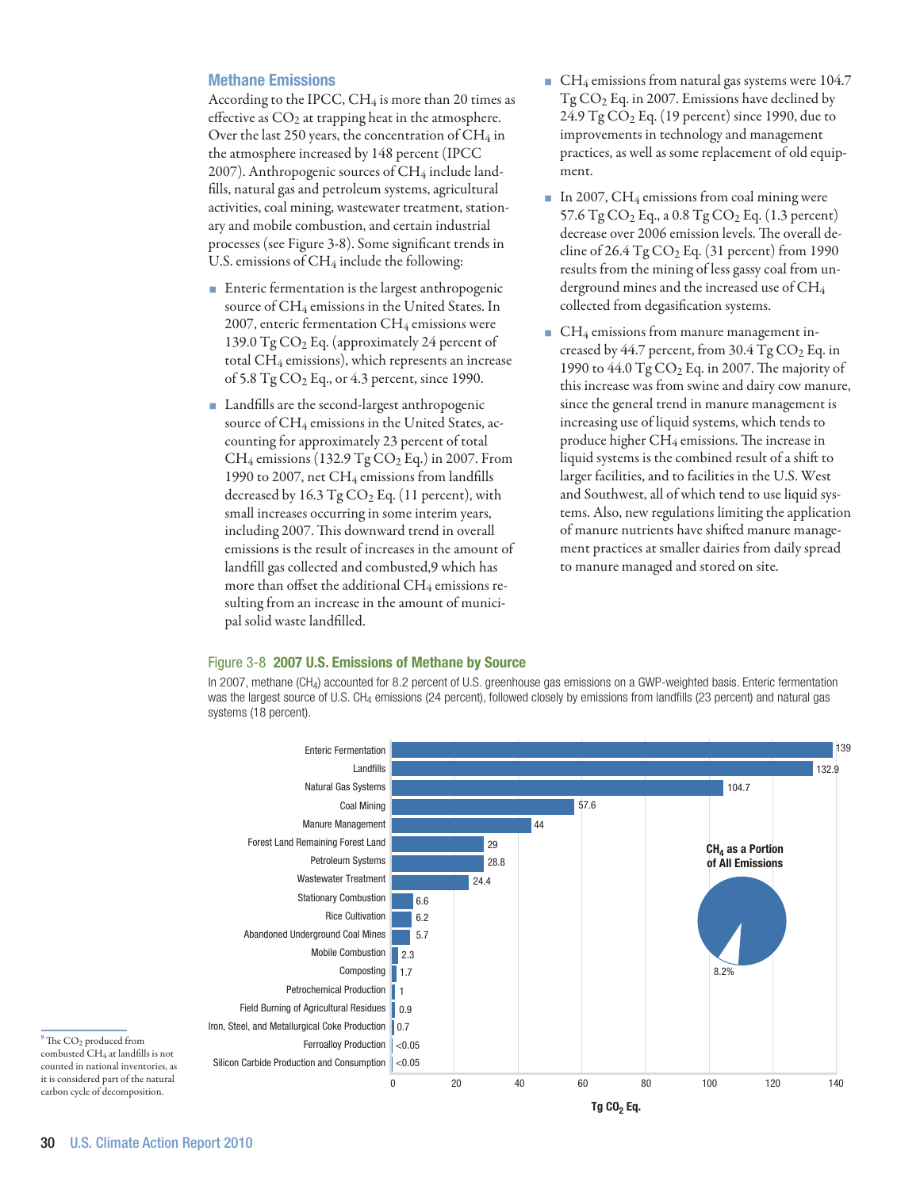### Methane Emissions

According to the IPCC, $CH_4$ is more than 20 times as effective as $CO_2$ at trapping heat in the atmosphere. Over the last 250 years, the concentration of $CH_4$ in the atmosphere increased by 148 percent (IPCC 2007). Anthropogenic sources of $CH_4$ include landfills, natural gas and petroleum systems, agricultural activities, coal mining, wastewater treatment, stationary and mobile combustion, and certain industrial processes (see Figure 3-8). Some significant trends in U.S. emissions of $CH_4$ include the following:

- Enteric fermentation is the largest anthropogenic source of $CH_4$ emissions in the United States. In 2007, enteric fermentation $CH_4$ emissions were 139.0 Tg $CO_2$ Eq. (approximately 24 percent of total $CH_4$ emissions), which represents an increase of 5.8 Tg $CO_2$ Eq., or 4.3 percent, since 1990.
- Landfills are the second-largest anthropogenic source of $CH_4$ emissions in the United States, accounting for approximately 23 percent of total $CH_4$ emissions (132.9 Tg $CO_2$ Eq.) in 2007. From 1990 to 2007, net $CH_4$ emissions from landfills decreased by 16.3 Tg $CO_2$ Eq. (11 percent), with small increases occurring in some interim years, including 2007. This downward trend in overall emissions is the result of increases in the amount of landfill gas collected and combusted,[9] which has more than offset the additional $CH_4$ emissions resulting from an increase in the amount of municipal solid waste landfilled.
- $CH_4$ emissions from natural gas systems were 104.7 Tg $CO_2$ Eq. in 2007. Emissions have declined by 24.9 Tg $CO_2$ Eq. (19 percent) since 1990, due to improvements in technology and management practices, as well as some replacement of old equipment.
- In 2007, $CH_4$ emissions from coal mining were 57.6 Tg $CO_2$ Eq., a 0.8 Tg $CO_2$ Eq. (1.3 percent) decrease over 2006 emission levels. The overall decline of 26.4 Tg $CO_2$ Eq. (31 percent) from 1990 results from the mining of less gassy coal from underground mines and the increased use of $CH_4$ collected from degasification systems.
- $CH_4$ emissions from manure management increased by 44.7 percent, from 30.4 Tg $CO_2$ Eq. in 1990 to 44.0 Tg $CO_2$ Eq. in 2007. The majority of this increase was from swine and dairy cow manure, since the general trend in manure management is increasing use of liquid systems, which tends to produce higher $CH_4$ emissions. The increase in liquid systems is the combined result of a shift to larger facilities, and to facilities in the U.S. West and Southwest, all of which tend to use liquid systems. Also, new regulations limiting the application of manure nutrients have shifted manure management practices at smaller dairies from daily spread to manure managed and stored on site.

Figure 3-8 **2007 U.S. Emissions of Methane by Source**

In 2007, methane ($CH_4$) accounted for 8.2 percent of U.S. greenhouse gas emissions on a GWP-weighted basis. Enteric fermentation was the largest source of U.S. $CH_4$ emissions (24 percent), followed closely by emissions from landfills (23 percent) and natural gas systems (18 percent).

| Source | Tg $CO_2$ Eq. |
|---|---|
| Enteric Fermentation | 139 |
| Landfills | 132.9 |
| Natural Gas Systems | 104.7 |
| Coal Mining | 57.6 |
| Manure Management | 44 |
| Forest Land Remaining Forest Land | 29 |
| Petroleum Systems | 28.8 |
| Wastewater Treatment | 24.4 |
| Stationary Combustion | 6.6 |
| Rice Cultivation | 6.2 |
| Abandoned Underground Coal Mines | 5.7 |
| Mobile Combustion | 2.3 |
| Composting | 1.7 |
| Petrochemical Production | 1 |
| Field Burning of Agricultural Residues | 0.9 |
| Iron, Steel, and Metallurgical Coke Production | 0.7 |
| Ferroalloy Production | <0.05 |
| Silicon Carbide Production and Consumption | <0.05 |

$CH_4$ as a Portion of All Emissions: 8.2%

[9] The $CO_2$ produced from combusted $CH_4$ at landfills is not counted in national inventories, as it is considered part of the natural carbon cycle of decomposition.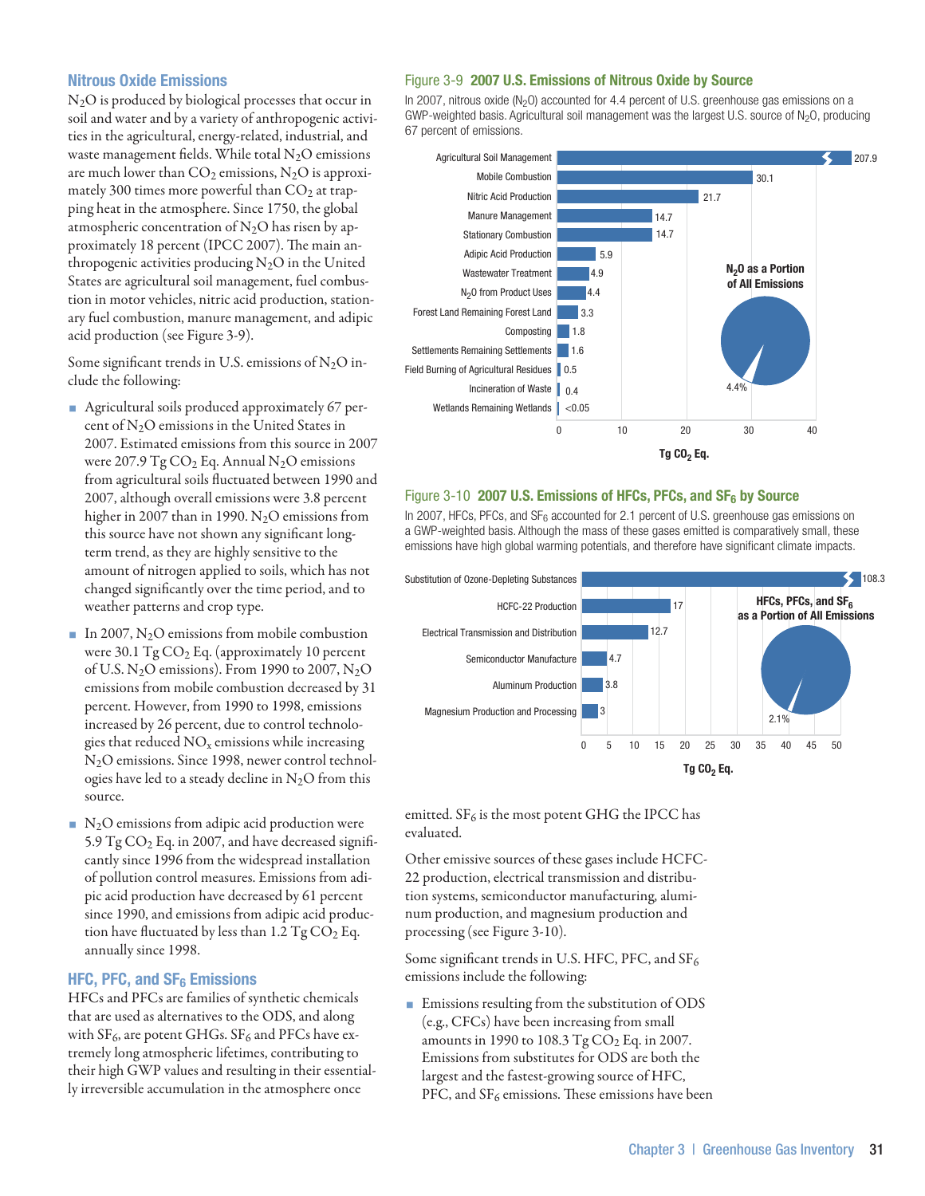## Nitrous Oxide Emissions

$N_2O$ is produced by biological processes that occur in soil and water and by a variety of anthropogenic activities in the agricultural, energy-related, industrial, and waste management fields. While total $N_2O$ emissions are much lower than $CO_2$ emissions, $N_2O$ is approximately 300 times more powerful than $CO_2$ at trapping heat in the atmosphere. Since 1750, the global atmospheric concentration of $N_2O$ has risen by approximately 18 percent (IPCC 2007). The main anthropogenic activities producing $N_2O$ in the United States are agricultural soil management, fuel combustion in motor vehicles, nitric acid production, stationary fuel combustion, manure management, and adipic acid production (see Figure 3-9).

Some significant trends in U.S. emissions of $N_2O$ include the following:

- Agricultural soils produced approximately 67 percent of $N_2O$ emissions in the United States in 2007. Estimated emissions from this source in 2007 were 207.9 Tg $CO_2$ Eq. Annual $N_2O$ emissions from agricultural soils fluctuated between 1990 and 2007, although overall emissions were 3.8 percent higher in 2007 than in 1990. $N_2O$ emissions from this source have not shown any significant long-term trend, as they are highly sensitive to the amount of nitrogen applied to soils, which has not changed significantly over the time period, and to weather patterns and crop type.
- In 2007, $N_2O$ emissions from mobile combustion were 30.1 Tg $CO_2$ Eq. (approximately 10 percent of U.S. $N_2O$ emissions). From 1990 to 2007, $N_2O$ emissions from mobile combustion decreased by 31 percent. However, from 1990 to 1998, emissions increased by 26 percent, due to control technologies that reduced $NO_x$ emissions while increasing $N_2O$ emissions. Since 1998, newer control technologies have led to a steady decline in $N_2O$ from this source.
- $N_2O$ emissions from adipic acid production were 5.9 Tg $CO_2$ Eq. in 2007, and have decreased significantly since 1996 from the widespread installation of pollution control measures. Emissions from adipic acid production have decreased by 61 percent since 1990, and emissions from adipic acid production have fluctuated by less than 1.2 Tg $CO_2$ Eq. annually since 1998.

## HFC, PFC, and $SF_6$ Emissions

HFCs and PFCs are families of synthetic chemicals that are used as alternatives to the ODS, and along with $SF_6$, are potent GHGs. $SF_6$ and PFCs have extremely long atmospheric lifetimes, contributing to their high GWP values and resulting in their essentially irreversible accumulation in the atmosphere once emitted. $SF_6$ is the most potent GHG the IPCC has evaluated.

Other emissive sources of these gases include HCFC-22 production, electrical transmission and distribution systems, semiconductor manufacturing, aluminum production, and magnesium production and processing (see Figure 3-10).

Some significant trends in U.S. HFC, PFC, and $SF_6$ emissions include the following:

- Emissions resulting from the substitution of ODS (e.g., CFCs) have been increasing from small amounts in 1990 to 108.3 Tg $CO_2$ Eq. in 2007. Emissions from substitutes for ODS are both the largest and the fastest-growing source of HFC, PFC, and $SF_6$ emissions. These emissions have been

### Figure 3-9 2007 U.S. Emissions of Nitrous Oxide by Source

In 2007, nitrous oxide ($N_2O$) accounted for 4.4 percent of U.S. greenhouse gas emissions on a GWP-weighted basis. Agricultural soil management was the largest U.S. source of $N_2O$, producing 67 percent of emissions.

| Source | Tg $CO_2$ Eq. |
|---|---|
| Agricultural Soil Management | 207.9 |
| Mobile Combustion | 30.1 |
| Nitric Acid Production | 21.7 |
| Manure Management | 14.7 |
| Stationary Combustion | 14.7 |
| Adipic Acid Production | 5.9 |
| Wastewater Treatment | 4.9 |
| $N_2O$ from Product Uses | 4.4 |
| Forest Land Remaining Forest Land | 3.3 |
| Composting | 1.8 |
| Settlements Remaining Settlements | 1.6 |
| Field Burning of Agricultural Residues | 0.5 |
| Incineration of Waste | 0.4 |
| Wetlands Remaining Wetlands | <0.05 |

$N_2O$ as a Portion of All Emissions: 4.4%

### Figure 3-10 2007 U.S. Emissions of HFCs, PFCs, and $SF_6$ by Source

In 2007, HFCs, PFCs, and $SF_6$ accounted for 2.1 percent of U.S. greenhouse gas emissions on a GWP-weighted basis. Although the mass of these gases emitted is comparatively small, these emissions have high global warming potentials, and therefore have significant climate impacts.

| Source | Tg $CO_2$ Eq. |
|---|---|
| Substitution of Ozone-Depleting Substances | 108.3 |
| HCFC-22 Production | 17 |
| Electrical Transmission and Distribution | 12.7 |
| Semiconductor Manufacture | 4.7 |
| Aluminum Production | 3.8 |
| Magnesium Production and Processing | 3 |

HFCs, PFCs, and $SF_6$ as a Portion of All Emissions: 2.1%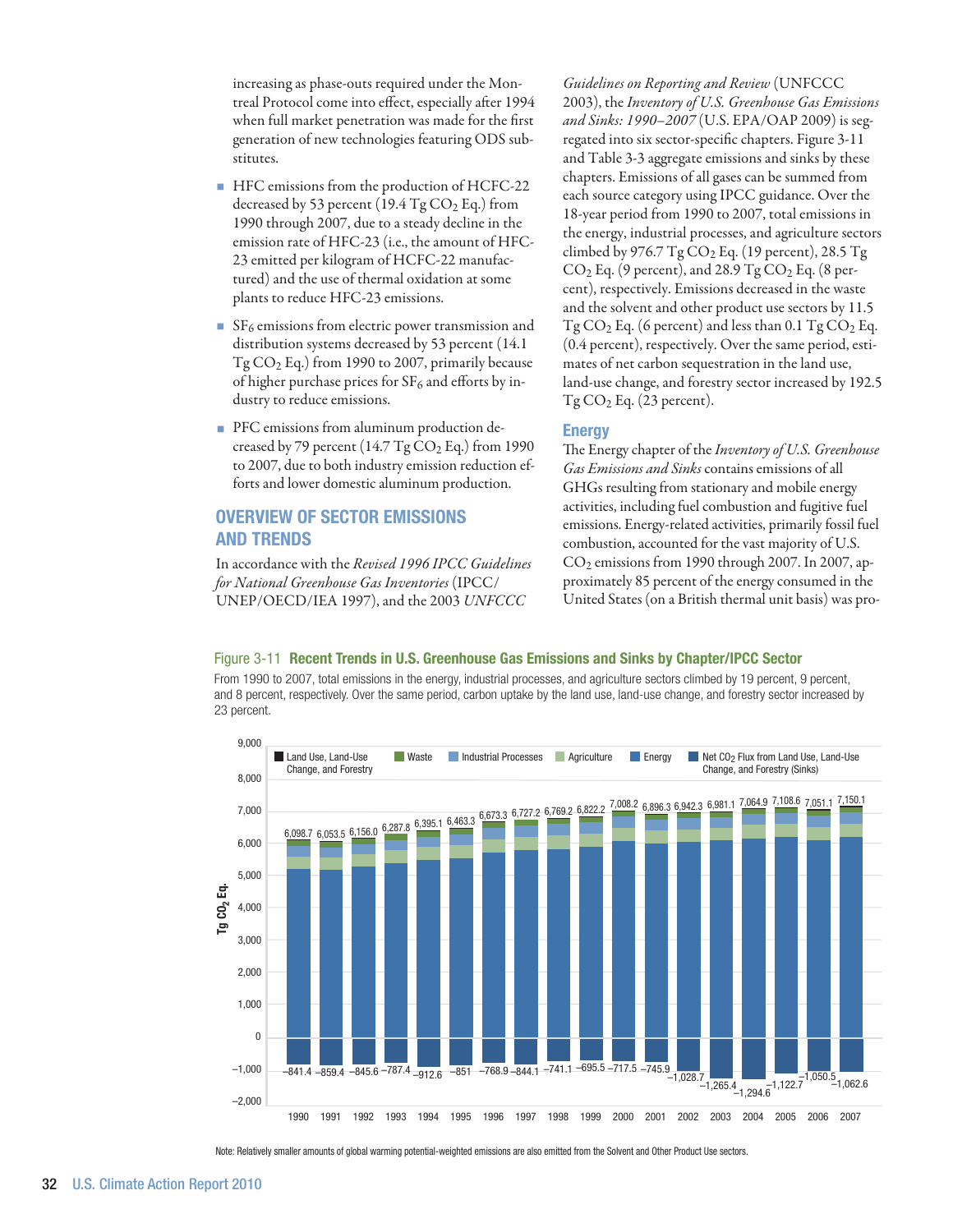increasing as phase-outs required under the Montreal Protocol come into effect, especially after 1994 when full market penetration was made for the first generation of new technologies featuring ODS substitutes.

- HFC emissions from the production of HCFC-22 decreased by 53 percent (19.4 Tg $CO_2$ Eq.) from 1990 through 2007, due to a steady decline in the emission rate of HFC-23 (i.e., the amount of HFC-23 emitted per kilogram of HCFC-22 manufactured) and the use of thermal oxidation at some plants to reduce HFC-23 emissions.
- $SF_6$ emissions from electric power transmission and distribution systems decreased by 53 percent (14.1 Tg $CO_2$ Eq.) from 1990 to 2007, primarily because of higher purchase prices for $SF_6$ and efforts by industry to reduce emissions.
- PFC emissions from aluminum production decreased by 79 percent (14.7 Tg $CO_2$ Eq.) from 1990 to 2007, due to both industry emission reduction efforts and lower domestic aluminum production.

## OVERVIEW OF SECTOR EMISSIONS AND TRENDS

In accordance with the *Revised 1996 IPCC Guidelines for National Greenhouse Gas Inventories* (IPCC/UNEP/OECD/IEA 1997), and the 2003 *UNFCCC Guidelines on Reporting and Review* (UNFCCC 2003), the *Inventory of U.S. Greenhouse Gas Emissions and Sinks: 1990–2007* (U.S. EPA/OAP 2009) is segregated into six sector-specific chapters. Figure 3-11 and Table 3-3 aggregate emissions and sinks by these chapters. Emissions of all gases can be summed from each source category using IPCC guidance. Over the 18-year period from 1990 to 2007, total emissions in the energy, industrial processes, and agriculture sectors climbed by 976.7 Tg $CO_2$ Eq. (19 percent), 28.5 Tg $CO_2$ Eq. (9 percent), and 28.9 Tg $CO_2$ Eq. (8 percent), respectively. Emissions decreased in the waste and the solvent and other product use sectors by 11.5 Tg $CO_2$ Eq. (6 percent) and less than 0.1 Tg $CO_2$ Eq. (0.4 percent), respectively. Over the same period, estimates of net carbon sequestration in the land use, land-use change, and forestry sector increased by 192.5 Tg $CO_2$ Eq. (23 percent).

### Energy

The Energy chapter of the *Inventory of U.S. Greenhouse Gas Emissions and Sinks* contains emissions of all GHGs resulting from stationary and mobile energy activities, including fuel combustion and fugitive fuel emissions. Energy-related activities, primarily fossil fuel combustion, accounted for the vast majority of U.S. $CO_2$ emissions from 1990 through 2007. In 2007, approximately 85 percent of the energy consumed in the United States (on a British thermal unit basis) was pro-

Figure 3-11 **Recent Trends in U.S. Greenhouse Gas Emissions and Sinks by Chapter/IPCC Sector**

From 1990 to 2007, total emissions in the energy, industrial processes, and agriculture sectors climbed by 19 percent, 9 percent, and 8 percent, respectively. Over the same period, carbon uptake by the land use, land-use change, and forestry sector increased by 23 percent.

| Year | Total emissions (Tg $CO_2$ Eq.) | Net $CO_2$ Flux from Land Use, Land-Use Change, and Forestry (Sinks) |
|---|---|---|
| 1990 | 6,098.7 | −841.4 |
| 1991 | 6,053.5 | −859.4 |
| 1992 | 6,156.0 | −845.6 |
| 1993 | 6,287.8 | −787.4 |
| 1994 | 6,395.1 | −912.6 |
| 1995 | 6,463.3 | −851 |
| 1996 | 6,673.3 | −768.9 |
| 1997 | 6,727.2 | −844.1 |
| 1998 | 6,769.2 | −741.1 |
| 1999 | 6,822.2 | −695.5 |
| 2000 | 7,008.2 | −717.5 |
| 2001 | 6,896.3 | −745.9 |
| 2002 | 6,942.3 | −1,028.7 |
| 2003 | 6,981.1 | −1,265.4 |
| 2004 | 7,064.9 | −1,294.6 |
| 2005 | 7,108.6 | −1,122.7 |
| 2006 | 7,051.1 | −1,050.5 |
| 2007 | 7,150.1 | −1,062.6 |

Note: Relatively smaller amounts of global warming potential-weighted emissions are also emitted from the Solvent and Other Product Use sectors.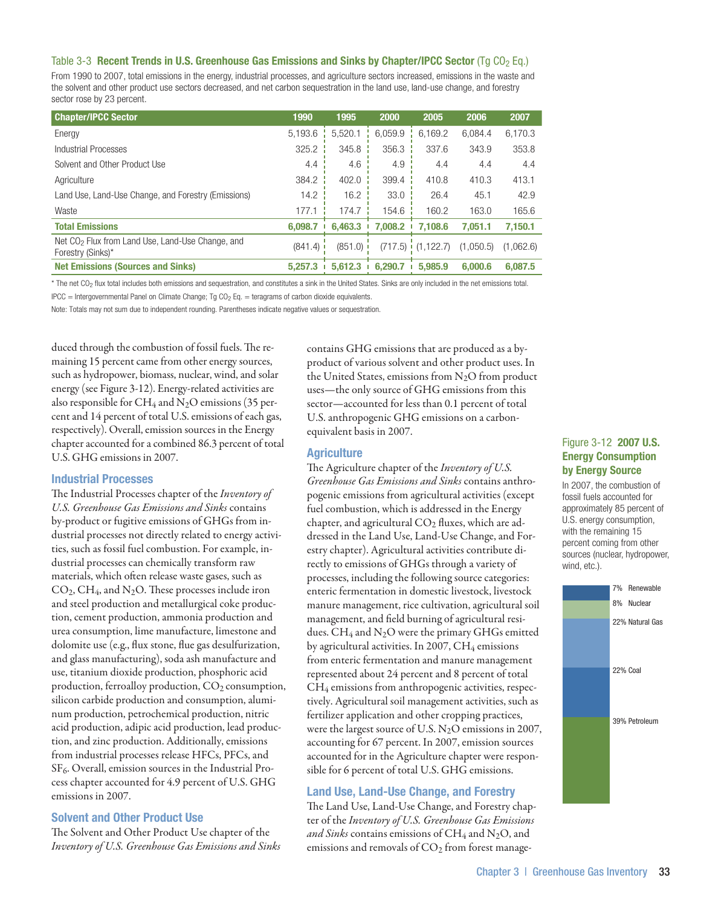Table 3-3 **Recent Trends in U.S. Greenhouse Gas Emissions and Sinks by Chapter/IPCC Sector** (Tg $CO_2$ Eq.)

From 1990 to 2007, total emissions in the energy, industrial processes, and agriculture sectors increased, emissions in the waste and the solvent and other product use sectors decreased, and net carbon sequestration in the land use, land-use change, and forestry sector rose by 23 percent.

| Chapter/IPCC Sector | 1990 | 1995 | 2000 | 2005 | 2006 | 2007 |
|---|---|---|---|---|---|---|
| Energy | 5,193.6 | 5,520.1 | 6,059.9 | 6,169.2 | 6,084.4 | 6,170.3 |
| Industrial Processes | 325.2 | 345.8 | 356.3 | 337.6 | 343.9 | 353.8 |
| Solvent and Other Product Use | 4.4 | 4.6 | 4.9 | 4.4 | 4.4 | 4.4 |
| Agriculture | 384.2 | 402.0 | 399.4 | 410.8 | 410.3 | 413.1 |
| Land Use, Land-Use Change, and Forestry (Emissions) | 14.2 | 16.2 | 33.0 | 26.4 | 45.1 | 42.9 |
| Waste | 177.1 | 174.7 | 154.6 | 160.2 | 163.0 | 165.6 |
| **Total Emissions** | **6,098.7** | **6,463.3** | **7,008.2** | **7,108.6** | **7,051.1** | **7,150.1** |
| Net $CO_2$ Flux from Land Use, Land-Use Change, and Forestry (Sinks)* | (841.4) | (851.0) | (717.5) | (1,122.7) | (1,050.5) | (1,062.6) |
| **Net Emissions (Sources and Sinks)** | **5,257.3** | **5,612.3** | **6,290.7** | **5,985.9** | **6,000.6** | **6,087.5** |

* The net $CO_2$ flux total includes both emissions and sequestration, and constitutes a sink in the United States. Sinks are only included in the net emissions total.

IPCC = Intergovernmental Panel on Climate Change; Tg $CO_2$ Eq. = teragrams of carbon dioxide equivalents.

Note: Totals may not sum due to independent rounding. Parentheses indicate negative values or sequestration.

duced through the combustion of fossil fuels. The remaining 15 percent came from other energy sources, such as hydropower, biomass, nuclear, wind, and solar energy (see Figure 3-12). Energy-related activities are also responsible for $CH_4$ and $N_2O$ emissions (35 percent and 14 percent of total U.S. emissions of each gas, respectively). Overall, emission sources in the Energy chapter accounted for a combined 86.3 percent of total U.S. GHG emissions in 2007.

### Industrial Processes

The Industrial Processes chapter of the *Inventory of U.S. Greenhouse Gas Emissions and Sinks* contains by-product or fugitive emissions of GHGs from industrial processes not directly related to energy activities, such as fossil fuel combustion. For example, industrial processes can chemically transform raw materials, which often release waste gases, such as $CO_2$, $CH_4$, and $N_2O$. These processes include iron and steel production and metallurgical coke production, cement production, ammonia production and urea consumption, lime manufacture, limestone and dolomite use (e.g., flux stone, flue gas desulfurization, and glass manufacturing), soda ash manufacture and use, titanium dioxide production, phosphoric acid production, ferroalloy production, $CO_2$ consumption, silicon carbide production and consumption, aluminum production, petrochemical production, nitric acid production, adipic acid production, lead production, and zinc production. Additionally, emissions from industrial processes release HFCs, PFCs, and $SF_6$. Overall, emission sources in the Industrial Process chapter accounted for 4.9 percent of U.S. GHG emissions in 2007.

### Solvent and Other Product Use

The Solvent and Other Product Use chapter of the *Inventory of U.S. Greenhouse Gas Emissions and Sinks* contains GHG emissions that are produced as a by-product of various solvent and other product uses. In the United States, emissions from $N_2O$ from product uses—the only source of GHG emissions from this sector—accounted for less than 0.1 percent of total U.S. anthropogenic GHG emissions on a carbon-equivalent basis in 2007.

### Agriculture

The Agriculture chapter of the *Inventory of U.S. Greenhouse Gas Emissions and Sinks* contains anthropogenic emissions from agricultural activities (except fuel combustion, which is addressed in the Energy chapter, and agricultural $CO_2$ fluxes, which are addressed in the Land Use, Land-Use Change, and Forestry chapter). Agricultural activities contribute directly to emissions of GHGs through a variety of processes, including the following source categories: enteric fermentation in domestic livestock, livestock manure management, rice cultivation, agricultural soil management, and field burning of agricultural residues. $CH_4$ and $N_2O$ were the primary GHGs emitted by agricultural activities. In 2007, $CH_4$ emissions from enteric fermentation and manure management represented about 24 percent and 8 percent of total $CH_4$ emissions from anthropogenic activities, respectively. Agricultural soil management activities, such as fertilizer application and other cropping practices, were the largest source of U.S. $N_2O$ emissions in 2007, accounting for 67 percent. In 2007, emission sources accounted for in the Agriculture chapter were responsible for 6 percent of total U.S. GHG emissions.

### Land Use, Land-Use Change, and Forestry

The Land Use, Land-Use Change, and Forestry chapter of the *Inventory of U.S. Greenhouse Gas Emissions and Sinks* contains emissions of $CH_4$ and $N_2O$, and emissions and removals of $CO_2$ from forest manage-

Figure 3-12 **2007 U.S. Energy Consumption by Energy Source**

In 2007, the combustion of fossil fuels accounted for approximately 85 percent of U.S. energy consumption, with the remaining 15 percent coming from other sources (nuclear, hydropower, wind, etc.).

7% Renewable
8% Nuclear
22% Natural Gas
22% Coal
39% Petroleum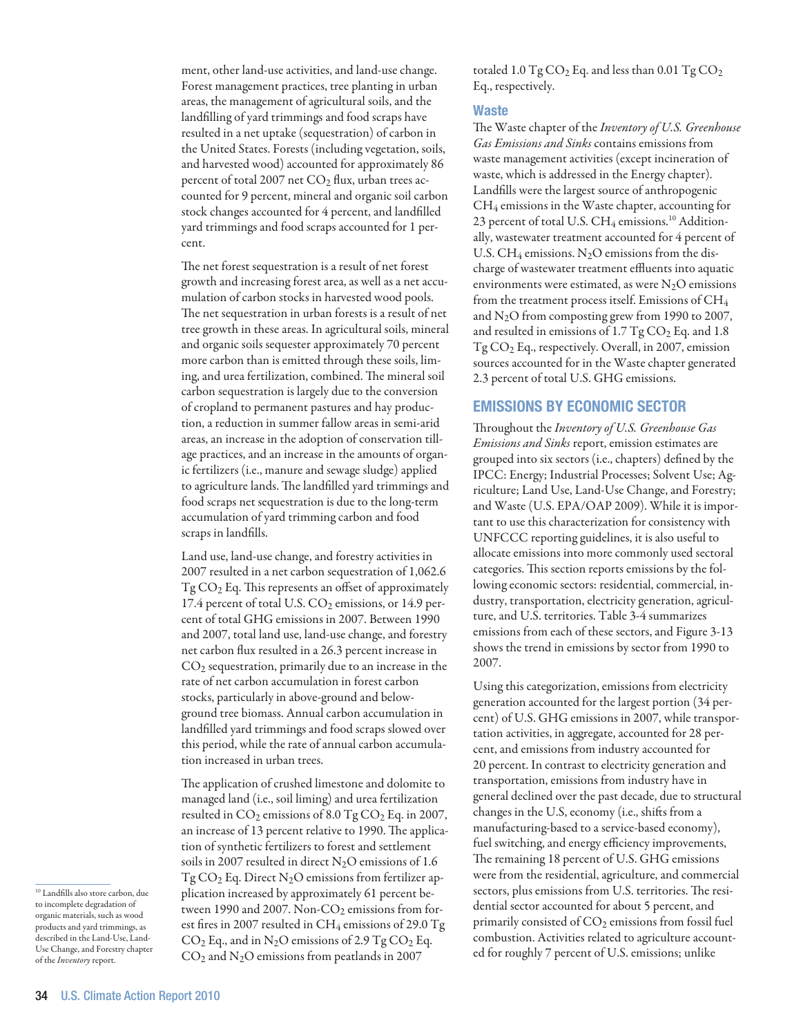ment, other land-use activities, and land-use change. Forest management practices, tree planting in urban areas, the management of agricultural soils, and the landfilling of yard trimmings and food scraps have resulted in a net uptake (sequestration) of carbon in the United States. Forests (including vegetation, soils, and harvested wood) accounted for approximately 86 percent of total 2007 net $CO_2$ flux, urban trees accounted for 9 percent, mineral and organic soil carbon stock changes accounted for 4 percent, and landfilled yard trimmings and food scraps accounted for 1 percent.

The net forest sequestration is a result of net forest growth and increasing forest area, as well as a net accumulation of carbon stocks in harvested wood pools. The net sequestration in urban forests is a result of net tree growth in these areas. In agricultural soils, mineral and organic soils sequester approximately 70 percent more carbon than is emitted through these soils, liming, and urea fertilization, combined. The mineral soil carbon sequestration is largely due to the conversion of cropland to permanent pastures and hay production, a reduction in summer fallow areas in semi-arid areas, an increase in the adoption of conservation tillage practices, and an increase in the amounts of organic fertilizers (i.e., manure and sewage sludge) applied to agriculture lands. The landfilled yard trimmings and food scraps net sequestration is due to the long-term accumulation of yard trimming carbon and food scraps in landfills.

Land use, land-use change, and forestry activities in 2007 resulted in a net carbon sequestration of 1,062.6 Tg $CO_2$ Eq. This represents an offset of approximately 17.4 percent of total U.S. $CO_2$ emissions, or 14.9 percent of total GHG emissions in 2007. Between 1990 and 2007, total land use, land-use change, and forestry net carbon flux resulted in a 26.3 percent increase in $CO_2$ sequestration, primarily due to an increase in the rate of net carbon accumulation in forest carbon stocks, particularly in above-ground and below-ground tree biomass. Annual carbon accumulation in landfilled yard trimmings and food scraps slowed over this period, while the rate of annual carbon accumulation increased in urban trees.

The application of crushed limestone and dolomite to managed land (i.e., soil liming) and urea fertilization resulted in $CO_2$ emissions of 8.0 Tg $CO_2$ Eq. in 2007, an increase of 13 percent relative to 1990. The application of synthetic fertilizers to forest and settlement soils in 2007 resulted in direct $N_2O$ emissions of 1.6 Tg $CO_2$ Eq. Direct $N_2O$ emissions from fertilizer application increased by approximately 61 percent between 1990 and 2007. Non-$CO_2$ emissions from forest fires in 2007 resulted in $CH_4$ emissions of 29.0 Tg $CO_2$ Eq., and in $N_2O$ emissions of 2.9 Tg $CO_2$ Eq. $CO_2$ and $N_2O$ emissions from peatlands in 2007 totaled 1.0 Tg $CO_2$ Eq. and less than 0.01 Tg $CO_2$ Eq., respectively.

### Waste

The Waste chapter of the *Inventory of U.S. Greenhouse Gas Emissions and Sinks* contains emissions from waste management activities (except incineration of waste, which is addressed in the Energy chapter). Landfills were the largest source of anthropogenic $CH_4$ emissions in the Waste chapter, accounting for 23 percent of total U.S. $CH_4$ emissions.[10] Additionally, wastewater treatment accounted for 4 percent of U.S. $CH_4$ emissions. $N_2O$ emissions from the discharge of wastewater treatment effluents into aquatic environments were estimated, as were $N_2O$ emissions from the treatment process itself. Emissions of $CH_4$ and $N_2O$ from composting grew from 1990 to 2007, and resulted in emissions of 1.7 Tg $CO_2$ Eq. and 1.8 Tg $CO_2$ Eq., respectively. Overall, in 2007, emission sources accounted for in the Waste chapter generated 2.3 percent of total U.S. GHG emissions.

## EMISSIONS BY ECONOMIC SECTOR

Throughout the *Inventory of U.S. Greenhouse Gas Emissions and Sinks* report, emission estimates are grouped into six sectors (i.e., chapters) defined by the IPCC: Energy; Industrial Processes; Solvent Use; Agriculture; Land Use, Land-Use Change, and Forestry; and Waste (U.S. EPA/OAP 2009). While it is important to use this characterization for consistency with UNFCCC reporting guidelines, it is also useful to allocate emissions into more commonly used sectoral categories. This section reports emissions by the following economic sectors: residential, commercial, industry, transportation, electricity generation, agriculture, and U.S. territories. Table 3-4 summarizes emissions from each of these sectors, and Figure 3-13 shows the trend in emissions by sector from 1990 to 2007.

Using this categorization, emissions from electricity generation accounted for the largest portion (34 percent) of U.S. GHG emissions in 2007, while transportation activities, in aggregate, accounted for 28 percent, and emissions from industry accounted for 20 percent. In contrast to electricity generation and transportation, emissions from industry have in general declined over the past decade, due to structural changes in the U.S, economy (i.e., shifts from a manufacturing-based to a service-based economy), fuel switching, and energy efficiency improvements, The remaining 18 percent of U.S. GHG emissions were from the residential, agriculture, and commercial sectors, plus emissions from U.S. territories. The residential sector accounted for about 5 percent, and primarily consisted of $CO_2$ emissions from fossil fuel combustion. Activities related to agriculture accounted for roughly 7 percent of U.S. emissions; unlike

[10] Landfills also store carbon, due to incomplete degradation of organic materials, such as wood products and yard trimmings, as described in the Land-Use, Land-Use Change, and Forestry chapter of the *Inventory* report.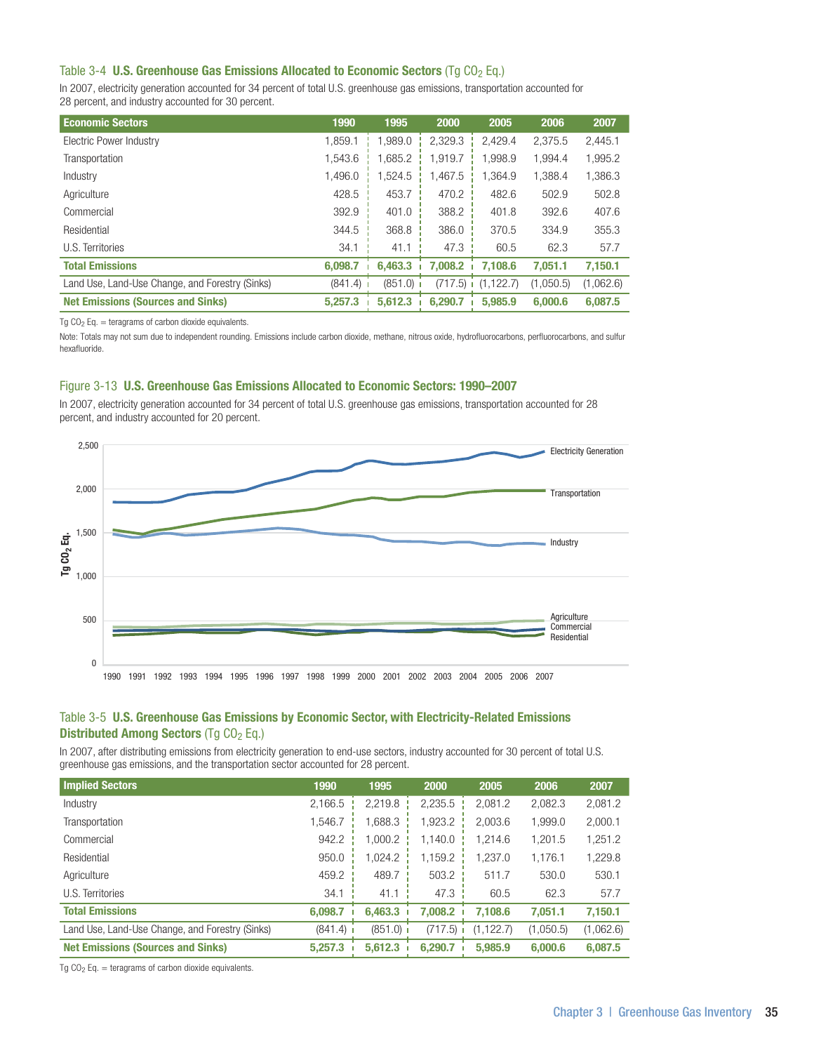Table 3-4 **U.S. Greenhouse Gas Emissions Allocated to Economic Sectors** (Tg $CO_2$ Eq.)

In 2007, electricity generation accounted for 34 percent of total U.S. greenhouse gas emissions, transportation accounted for 28 percent, and industry accounted for 30 percent.

| Economic Sectors | 1990 | 1995 | 2000 | 2005 | 2006 | 2007 |
|---|---|---|---|---|---|---|
| Electric Power Industry | 1,859.1 | 1,989.0 | 2,329.3 | 2,429.4 | 2,375.5 | 2,445.1 |
| Transportation | 1,543.6 | 1,685.2 | 1,919.7 | 1,998.9 | 1,994.4 | 1,995.2 |
| Industry | 1,496.0 | 1,524.5 | 1,467.5 | 1,364.9 | 1,388.4 | 1,386.3 |
| Agriculture | 428.5 | 453.7 | 470.2 | 482.6 | 502.9 | 502.8 |
| Commercial | 392.9 | 401.0 | 388.2 | 401.8 | 392.6 | 407.6 |
| Residential | 344.5 | 368.8 | 386.0 | 370.5 | 334.9 | 355.3 |
| U.S. Territories | 34.1 | 41.1 | 47.3 | 60.5 | 62.3 | 57.7 |
| **Total Emissions** | **6,098.7** | **6,463.3** | **7,008.2** | **7,108.6** | **7,051.1** | **7,150.1** |
| Land Use, Land-Use Change, and Forestry (Sinks) | (841.4) | (851.0) | (717.5) | (1,122.7) | (1,050.5) | (1,062.6) |
| **Net Emissions (Sources and Sinks)** | **5,257.3** | **5,612.3** | **6,290.7** | **5,985.9** | **6,000.6** | **6,087.5** |

Tg $CO_2$ Eq. = teragrams of carbon dioxide equivalents.

Note: Totals may not sum due to independent rounding. Emissions include carbon dioxide, methane, nitrous oxide, hydrofluorocarbons, perfluorocarbons, and sulfur hexafluoride.

Figure 3-13 **U.S. Greenhouse Gas Emissions Allocated to Economic Sectors: 1990–2007**

In 2007, electricity generation accounted for 34 percent of total U.S. greenhouse gas emissions, transportation accounted for 28 percent, and industry accounted for 20 percent.

Table 3-5 **U.S. Greenhouse Gas Emissions by Economic Sector, with Electricity-Related Emissions Distributed Among Sectors** (Tg $CO_2$ Eq.)

In 2007, after distributing emissions from electricity generation to end-use sectors, industry accounted for 30 percent of total U.S. greenhouse gas emissions, and the transportation sector accounted for 28 percent.

| Implied Sectors | 1990 | 1995 | 2000 | 2005 | 2006 | 2007 |
|---|---|---|---|---|---|---|
| Industry | 2,166.5 | 2,219.8 | 2,235.5 | 2,081.2 | 2,082.3 | 2,081.2 |
| Transportation | 1,546.7 | 1,688.3 | 1,923.2 | 2,003.6 | 1,999.0 | 2,000.1 |
| Commercial | 942.2 | 1,000.2 | 1,140.0 | 1,214.6 | 1,201.5 | 1,251.2 |
| Residential | 950.0 | 1,024.2 | 1,159.2 | 1,237.0 | 1,176.1 | 1,229.8 |
| Agriculture | 459.2 | 489.7 | 503.2 | 511.7 | 530.0 | 530.1 |
| U.S. Territories | 34.1 | 41.1 | 47.3 | 60.5 | 62.3 | 57.7 |
| **Total Emissions** | **6,098.7** | **6,463.3** | **7,008.2** | **7,108.6** | **7,051.1** | **7,150.1** |
| Land Use, Land-Use Change, and Forestry (Sinks) | (841.4) | (851.0) | (717.5) | (1,122.7) | (1,050.5) | (1,062.6) |
| **Net Emissions (Sources and Sinks)** | **5,257.3** | **5,612.3** | **6,290.7** | **5,985.9** | **6,000.6** | **6,087.5** |

Tg $CO_2$ Eq. = teragrams of carbon dioxide equivalents.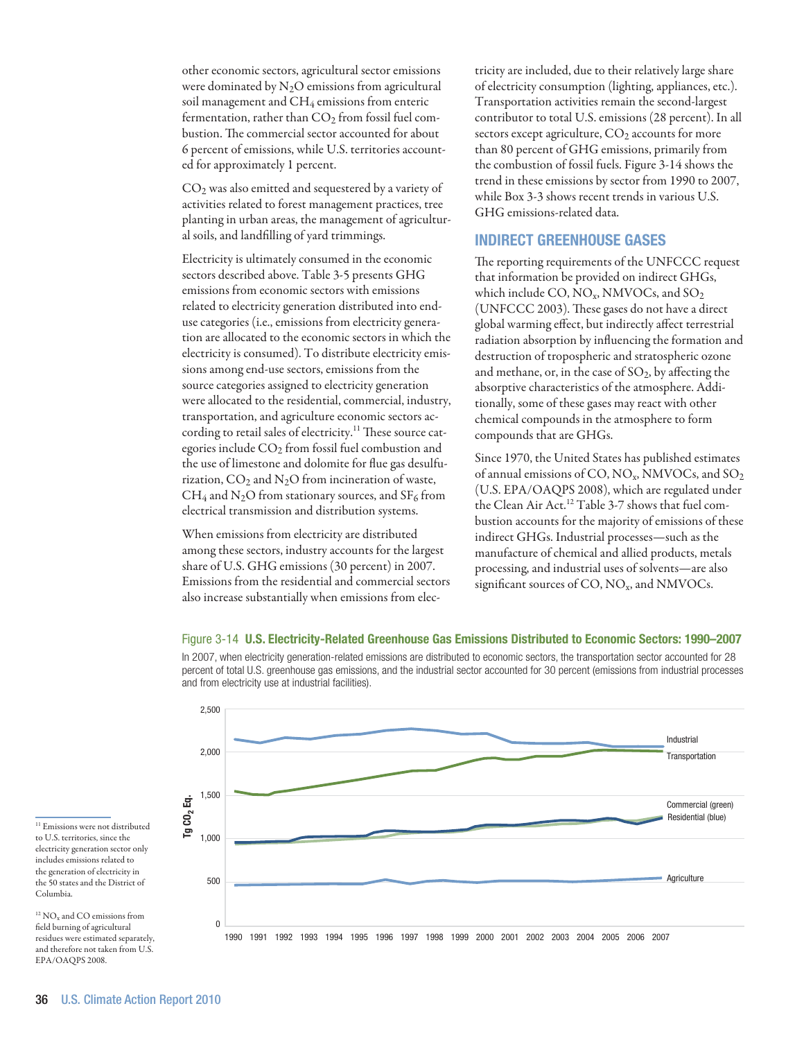other economic sectors, agricultural sector emissions were dominated by $N_2O$ emissions from agricultural soil management and $CH_4$ emissions from enteric fermentation, rather than $CO_2$ from fossil fuel combustion. The commercial sector accounted for about 6 percent of emissions, while U.S. territories accounted for approximately 1 percent.

$CO_2$ was also emitted and sequestered by a variety of activities related to forest management practices, tree planting in urban areas, the management of agricultural soils, and landfilling of yard trimmings.

Electricity is ultimately consumed in the economic sectors described above. Table 3-5 presents GHG emissions from economic sectors with emissions related to electricity generation distributed into end-use categories (i.e., emissions from electricity generation are allocated to the economic sectors in which the electricity is consumed). To distribute electricity emissions among end-use sectors, emissions from the source categories assigned to electricity generation were allocated to the residential, commercial, industry, transportation, and agriculture economic sectors according to retail sales of electricity.[11] These source categories include $CO_2$ from fossil fuel combustion and the use of limestone and dolomite for flue gas desulfurization, $CO_2$ and $N_2O$ from incineration of waste, $CH_4$ and $N_2O$ from stationary sources, and $SF_6$ from electrical transmission and distribution systems.

When emissions from electricity are distributed among these sectors, industry accounts for the largest share of U.S. GHG emissions (30 percent) in 2007. Emissions from the residential and commercial sectors also increase substantially when emissions from electricity are included, due to their relatively large share of electricity consumption (lighting, appliances, etc.). Transportation activities remain the second-largest contributor to total U.S. emissions (28 percent). In all sectors except agriculture, $CO_2$ accounts for more than 80 percent of GHG emissions, primarily from the combustion of fossil fuels. Figure 3-14 shows the trend in these emissions by sector from 1990 to 2007, while Box 3-3 shows recent trends in various U.S. GHG emissions-related data.

## INDIRECT GREENHOUSE GASES

The reporting requirements of the UNFCCC request that information be provided on indirect GHGs, which include CO, $NO_x$, NMVOCs, and $SO_2$ (UNFCCC 2003). These gases do not have a direct global warming effect, but indirectly affect terrestrial radiation absorption by influencing the formation and destruction of tropospheric and stratospheric ozone and methane, or, in the case of $SO_2$, by affecting the absorptive characteristics of the atmosphere. Additionally, some of these gases may react with other chemical compounds in the atmosphere to form compounds that are GHGs.

Since 1970, the United States has published estimates of annual emissions of CO, $NO_x$, NMVOCs, and $SO_2$ (U.S. EPA/OAQPS 2008), which are regulated under the Clean Air Act.[12] Table 3-7 shows that fuel combustion accounts for the majority of emissions of these indirect GHGs. Industrial processes—such as the manufacture of chemical and allied products, metals processing, and industrial uses of solvents—are also significant sources of CO, $NO_x$, and NMVOCs.

Figure 3-14 **U.S. Electricity-Related Greenhouse Gas Emissions Distributed to Economic Sectors: 1990–2007**

In 2007, when electricity generation-related emissions are distributed to economic sectors, the transportation sector accounted for 28 percent of total U.S. greenhouse gas emissions, and the industrial sector accounted for 30 percent (emissions from industrial processes and from electricity use at industrial facilities).

[11] Emissions were not distributed to U.S. territories, since the electricity generation sector only includes emissions related to the generation of electricity in the 50 states and the District of Columbia.

[12] $NO_x$ and CO emissions from field burning of agricultural residues were estimated separately, and therefore not taken from U.S. EPA/OAQPS 2008.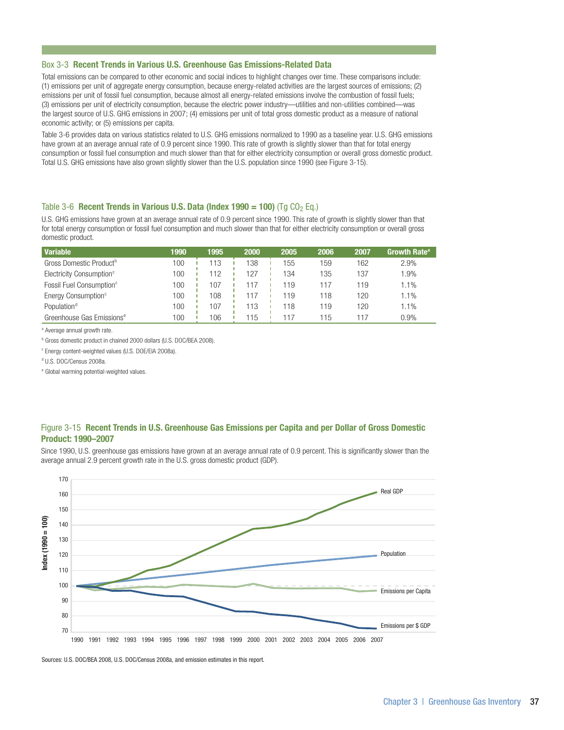## Box 3-3 **Recent Trends in Various U.S. Greenhouse Gas Emissions-Related Data**

Total emissions can be compared to other economic and social indices to highlight changes over time. These comparisons include: (1) emissions per unit of aggregate energy consumption, because energy-related activities are the largest sources of emissions; (2) emissions per unit of fossil fuel consumption, because almost all energy-related emissions involve the combustion of fossil fuels; (3) emissions per unit of electricity consumption, because the electric power industry—utilities and non-utilities combined—was the largest source of U.S. GHG emissions in 2007; (4) emissions per unit of total gross domestic product as a measure of national economic activity; or (5) emissions per capita.

Table 3-6 provides data on various statistics related to U.S. GHG emissions normalized to 1990 as a baseline year. U.S. GHG emissions have grown at an average annual rate of 0.9 percent since 1990. This rate of growth is slightly slower than that for total energy consumption or fossil fuel consumption and much slower than that for either electricity consumption or overall gross domestic product. Total U.S. GHG emissions have also grown slightly slower than the U.S. population since 1990 (see Figure 3-15).

### Table 3-6 **Recent Trends in Various U.S. Data (Index 1990 = 100)** (Tg $CO_2$ Eq.)

U.S. GHG emissions have grown at an average annual rate of 0.9 percent since 1990. This rate of growth is slightly slower than that for total energy consumption or fossil fuel consumption and much slower than that for either electricity consumption or overall gross domestic product.

| Variable | 1990 | 1995 | 2000 | 2005 | 2006 | 2007 | Growth Rate[a] |
|---|---|---|---|---|---|---|---|
| Gross Domestic Product[b] | 100 | 113 | 138 | 155 | 159 | 162 | 2.9% |
| Electricity Consumption[c] | 100 | 112 | 127 | 134 | 135 | 137 | 1.9% |
| Fossil Fuel Consumption[c] | 100 | 107 | 117 | 119 | 117 | 119 | 1.1% |
| Energy Consumption[c] | 100 | 108 | 117 | 119 | 118 | 120 | 1.1% |
| Population[d] | 100 | 107 | 113 | 118 | 119 | 120 | 1.1% |
| Greenhouse Gas Emissions[e] | 100 | 106 | 115 | 117 | 115 | 117 | 0.9% |

[a] Average annual growth rate.

[b] Gross domestic product in chained 2000 dollars (U.S. DOC/BEA 2008).

[c] Energy content-weighted values (U.S. DOE/EIA 2008a).

[d] U.S. DOC/Census 2008a.

[e] Global warming potential-weighted values.

### Figure 3-15 **Recent Trends in U.S. Greenhouse Gas Emissions per Capita and per Dollar of Gross Domestic Product: 1990–2007**

Since 1990, U.S. greenhouse gas emissions have grown at an average annual rate of 0.9 percent. This is significantly slower than the average annual 2.9 percent growth rate in the U.S. gross domestic product (GDP).

Sources: U.S. DOC/BEA 2008, U.S. DOC/Census 2008a, and emission estimates in this report.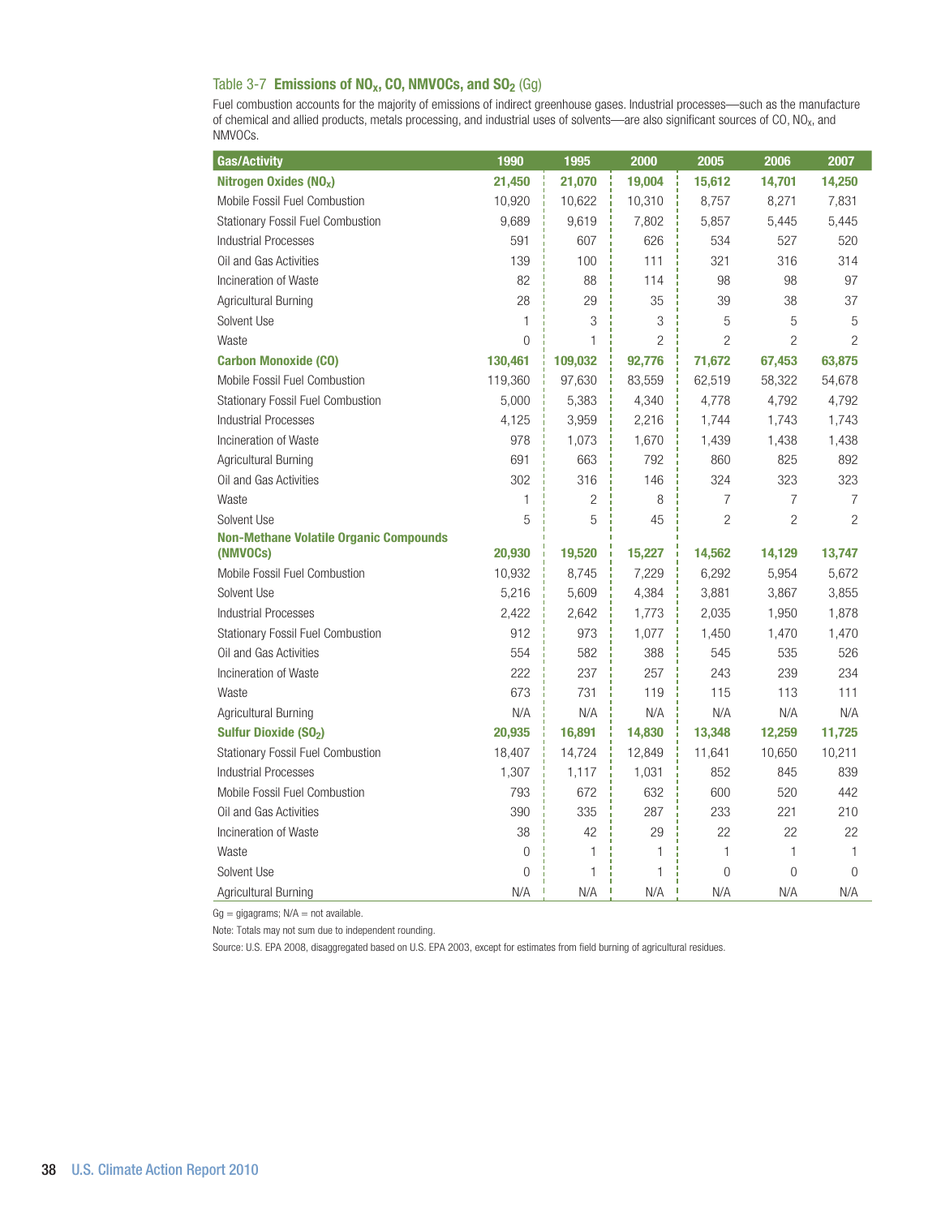Table 3-7 **Emissions of $NO_x$, CO, NMVOCs, and $SO_2$** (Gg)

Fuel combustion accounts for the majority of emissions of indirect greenhouse gases. Industrial processes—such as the manufacture of chemical and allied products, metals processing, and industrial uses of solvents—are also significant sources of CO, $NO_x$, and NMVOCs.

| Gas/Activity | 1990 | 1995 | 2000 | 2005 | 2006 | 2007 |
|---|---|---|---|---|---|---|
| **Nitrogen Oxides ($NO_x$)** | **21,450** | **21,070** | **19,004** | **15,612** | **14,701** | **14,250** |
| Mobile Fossil Fuel Combustion | 10,920 | 10,622 | 10,310 | 8,757 | 8,271 | 7,831 |
| Stationary Fossil Fuel Combustion | 9,689 | 9,619 | 7,802 | 5,857 | 5,445 | 5,445 |
| Industrial Processes | 591 | 607 | 626 | 534 | 527 | 520 |
| Oil and Gas Activities | 139 | 100 | 111 | 321 | 316 | 314 |
| Incineration of Waste | 82 | 88 | 114 | 98 | 98 | 97 |
| Agricultural Burning | 28 | 29 | 35 | 39 | 38 | 37 |
| Solvent Use | 1 | 3 | 3 | 5 | 5 | 5 |
| Waste | 0 | 1 | 2 | 2 | 2 | 2 |
| **Carbon Monoxide (CO)** | **130,461** | **109,032** | **92,776** | **71,672** | **67,453** | **63,875** |
| Mobile Fossil Fuel Combustion | 119,360 | 97,630 | 83,559 | 62,519 | 58,322 | 54,678 |
| Stationary Fossil Fuel Combustion | 5,000 | 5,383 | 4,340 | 4,778 | 4,792 | 4,792 |
| Industrial Processes | 4,125 | 3,959 | 2,216 | 1,744 | 1,743 | 1,743 |
| Incineration of Waste | 978 | 1,073 | 1,670 | 1,439 | 1,438 | 1,438 |
| Agricultural Burning | 691 | 663 | 792 | 860 | 825 | 892 |
| Oil and Gas Activities | 302 | 316 | 146 | 324 | 323 | 323 |
| Waste | 1 | 2 | 8 | 7 | 7 | 7 |
| Solvent Use | 5 | 5 | 45 | 2 | 2 | 2 |
| **Non-Methane Volatile Organic Compounds (NMVOCs)** | **20,930** | **19,520** | **15,227** | **14,562** | **14,129** | **13,747** |
| Mobile Fossil Fuel Combustion | 10,932 | 8,745 | 7,229 | 6,292 | 5,954 | 5,672 |
| Solvent Use | 5,216 | 5,609 | 4,384 | 3,881 | 3,867 | 3,855 |
| Industrial Processes | 2,422 | 2,642 | 1,773 | 2,035 | 1,950 | 1,878 |
| Stationary Fossil Fuel Combustion | 912 | 973 | 1,077 | 1,450 | 1,470 | 1,470 |
| Oil and Gas Activities | 554 | 582 | 388 | 545 | 535 | 526 |
| Incineration of Waste | 222 | 237 | 257 | 243 | 239 | 234 |
| Waste | 673 | 731 | 119 | 115 | 113 | 111 |
| Agricultural Burning | N/A | N/A | N/A | N/A | N/A | N/A |
| **Sulfur Dioxide ($SO_2$)** | **20,935** | **16,891** | **14,830** | **13,348** | **12,259** | **11,725** |
| Stationary Fossil Fuel Combustion | 18,407 | 14,724 | 12,849 | 11,641 | 10,650 | 10,211 |
| Industrial Processes | 1,307 | 1,117 | 1,031 | 852 | 845 | 839 |
| Mobile Fossil Fuel Combustion | 793 | 672 | 632 | 600 | 520 | 442 |
| Oil and Gas Activities | 390 | 335 | 287 | 233 | 221 | 210 |
| Incineration of Waste | 38 | 42 | 29 | 22 | 22 | 22 |
| Waste | 0 | 1 | 1 | 1 | 1 | 1 |
| Solvent Use | 0 | 1 | 1 | 0 | 0 | 0 |
| Agricultural Burning | N/A | N/A | N/A | N/A | N/A | N/A |

Gg = gigagrams; N/A = not available.

Note: Totals may not sum due to independent rounding.

Source: U.S. EPA 2008, disaggregated based on U.S. EPA 2003, except for estimates from field burning of agricultural residues.